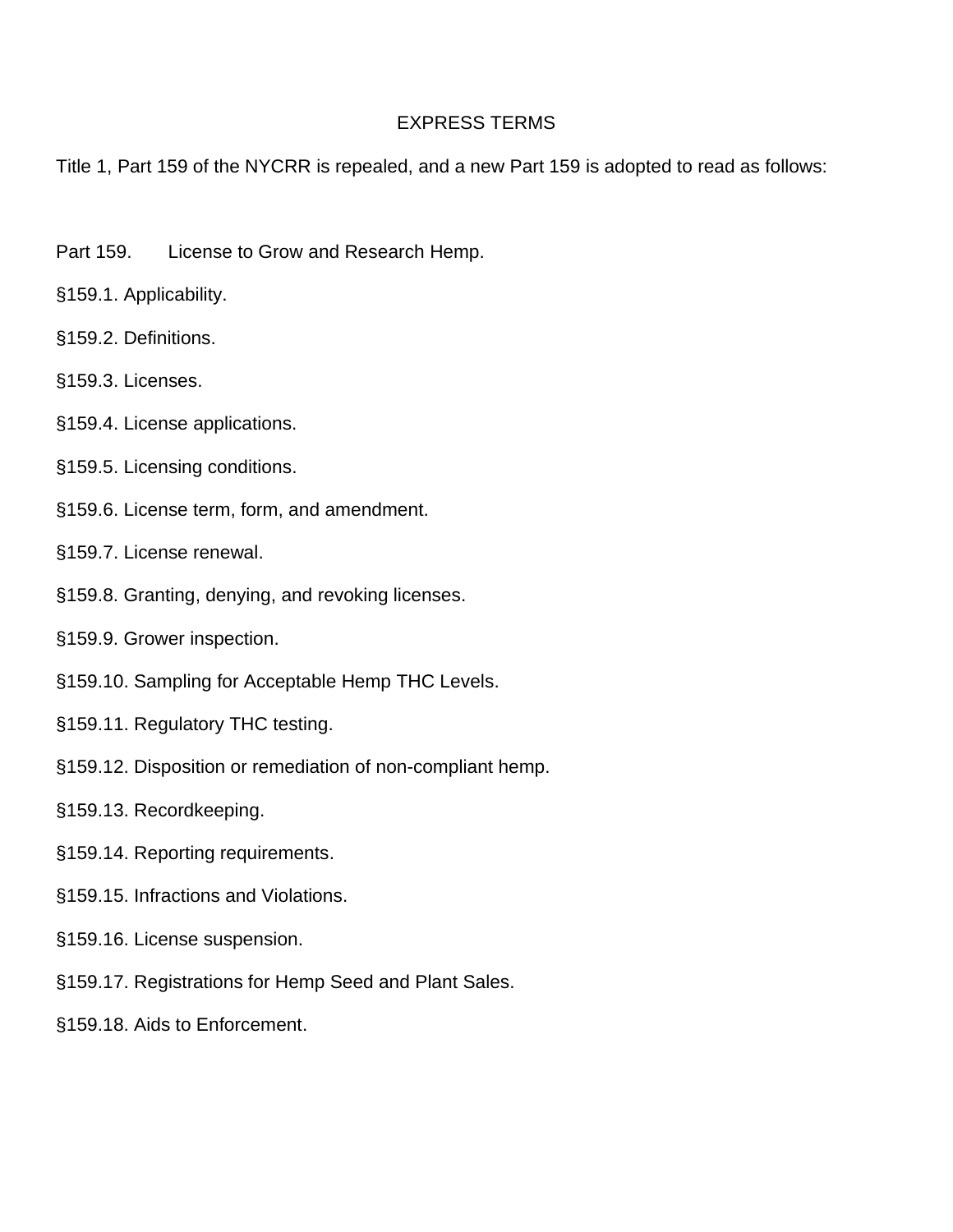# EXPRESS TERMS

Title 1, Part 159 of the NYCRR is repealed, and a new Part 159 is adopted to read as follows:

## Part 159. License to Grow and Research Hemp.

§159.1. Applicability.

§159.2. Definitions.

§159.3. Licenses.

§159.4. License applications.

§159.5. Licensing conditions.

§159.6. License term, form, and amendment.

§159.7. License renewal.

§159.8. Granting, denying, and revoking licenses.

§159.9. Grower inspection.

§159.10. Sampling for Acceptable Hemp THC Levels.

§159.11. Regulatory THC testing.

§159.12. Disposition or remediation of non-compliant hemp.

§159.13. Recordkeeping.

§159.14. Reporting requirements.

§159.15. Infractions and Violations.

§159.16. License suspension.

§159.17. Registrations for Hemp Seed and Plant Sales.

§159.18. Aids to Enforcement.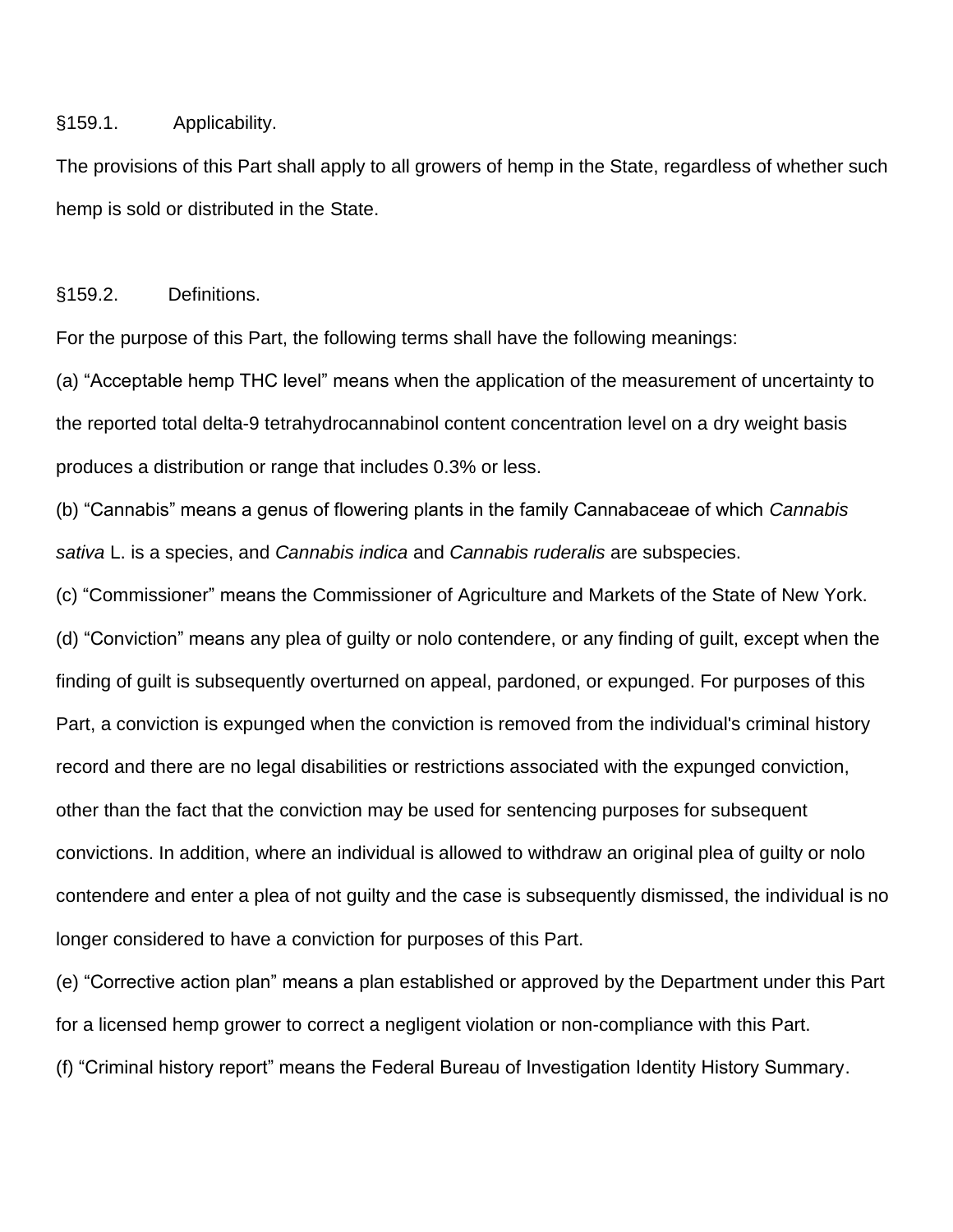§159.1. Applicability.

The provisions of this Part shall apply to all growers of hemp in the State, regardless of whether such hemp is sold or distributed in the State.

§159.2. Definitions.

For the purpose of this Part, the following terms shall have the following meanings:

(a) “Acceptable hemp THC level” means when the application of the measurement of uncertainty to the reported total delta-9 tetrahydrocannabinol content concentration level on a dry weight basis produces a distribution or range that includes 0.3% or less.

(b) “Cannabis” means a genus of flowering plants in the family Cannabaceae of which *Cannabis sativa* L. is a species, and *Cannabis indica* and *Cannabis ruderalis* are subspecies.

(c) “Commissioner” means the Commissioner of Agriculture and Markets of the State of New York.

(d) “Conviction” means any plea of guilty or nolo contendere, or any finding of guilt, except when the finding of guilt is subsequently overturned on appeal, pardoned, or expunged. For purposes of this Part, a conviction is expunged when the conviction is removed from the individual's criminal history record and there are no legal disabilities or restrictions associated with the expunged conviction, other than the fact that the conviction may be used for sentencing purposes for subsequent convictions. In addition, where an individual is allowed to withdraw an original plea of guilty or nolo contendere and enter a plea of not guilty and the case is subsequently dismissed, the individual is no longer considered to have a conviction for purposes of this Part.

(e) “Corrective action plan” means a plan established or approved by the Department under this Part for a licensed hemp grower to correct a negligent violation or non-compliance with this Part.

(f) “Criminal history report” means the Federal Bureau of Investigation Identity History Summary.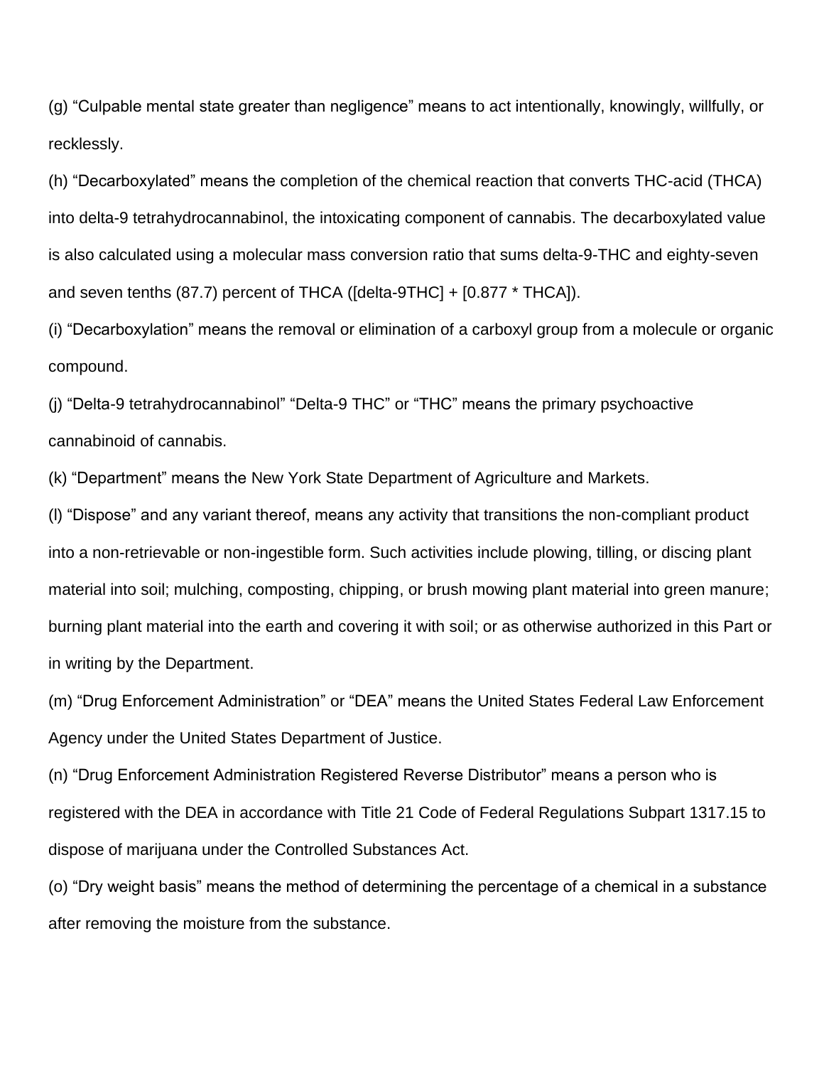(g) “Culpable mental state greater than negligence” means to act intentionally, knowingly, willfully, or recklessly.

(h) “Decarboxylated” means the completion of the chemical reaction that converts THC-acid (THCA) into delta-9 tetrahydrocannabinol, the intoxicating component of cannabis. The decarboxylated value is also calculated using a molecular mass conversion ratio that sums delta-9-THC and eighty-seven and seven tenths (87.7) percent of THCA ([delta-9THC] + [0.877 * THCA]).

(i) “Decarboxylation” means the removal or elimination of a carboxyl group from a molecule or organic compound.

(j) “Delta-9 tetrahydrocannabinol” “Delta-9 THC” or “THC” means the primary psychoactive cannabinoid of cannabis.

(k) “Department” means the New York State Department of Agriculture and Markets.

(l) “Dispose” and any variant thereof, means any activity that transitions the non-compliant product into a non-retrievable or non-ingestible form. Such activities include plowing, tilling, or discing plant material into soil; mulching, composting, chipping, or brush mowing plant material into green manure; burning plant material into the earth and covering it with soil; or as otherwise authorized in this Part or in writing by the Department.

(m) “Drug Enforcement Administration” or “DEA” means the United States Federal Law Enforcement Agency under the United States Department of Justice.

(n) “Drug Enforcement Administration Registered Reverse Distributor” means a person who is registered with the DEA in accordance with Title 21 Code of Federal Regulations Subpart 1317.15 to dispose of marijuana under the Controlled Substances Act.

(o) “Dry weight basis” means the method of determining the percentage of a chemical in a substance after removing the moisture from the substance.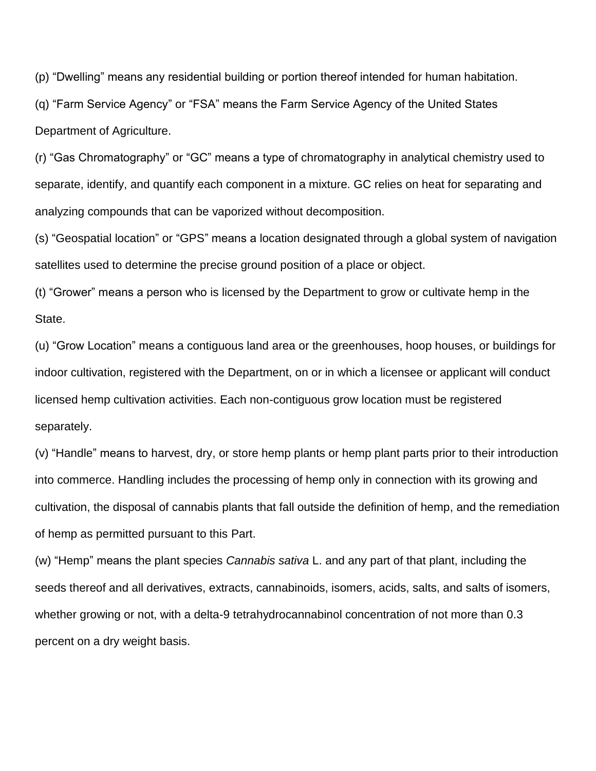(p) “Dwelling” means any residential building or portion thereof intended for human habitation.

(q) “Farm Service Agency” or “FSA” means the Farm Service Agency of the United States Department of Agriculture.

(r) “Gas Chromatography” or “GC” means a type of chromatography in analytical chemistry used to separate, identify, and quantify each component in a mixture. GC relies on heat for separating and analyzing compounds that can be vaporized without decomposition.

(s) “Geospatial location” or “GPS” means a location designated through a global system of navigation satellites used to determine the precise ground position of a place or object.

(t) “Grower” means a person who is licensed by the Department to grow or cultivate hemp in the State.

(u) “Grow Location” means a contiguous land area or the greenhouses, hoop houses, or buildings for indoor cultivation, registered with the Department, on or in which a licensee or applicant will conduct licensed hemp cultivation activities. Each non-contiguous grow location must be registered separately.

(v) “Handle” means to harvest, dry, or store hemp plants or hemp plant parts prior to their introduction into commerce. Handling includes the processing of hemp only in connection with its growing and cultivation, the disposal of cannabis plants that fall outside the definition of hemp, and the remediation of hemp as permitted pursuant to this Part.

(w) “Hemp” means the plant species *Cannabis sativa* L. and any part of that plant, including the seeds thereof and all derivatives, extracts, cannabinoids, isomers, acids, salts, and salts of isomers, whether growing or not, with a delta-9 tetrahydrocannabinol concentration of not more than 0.3 percent on a dry weight basis.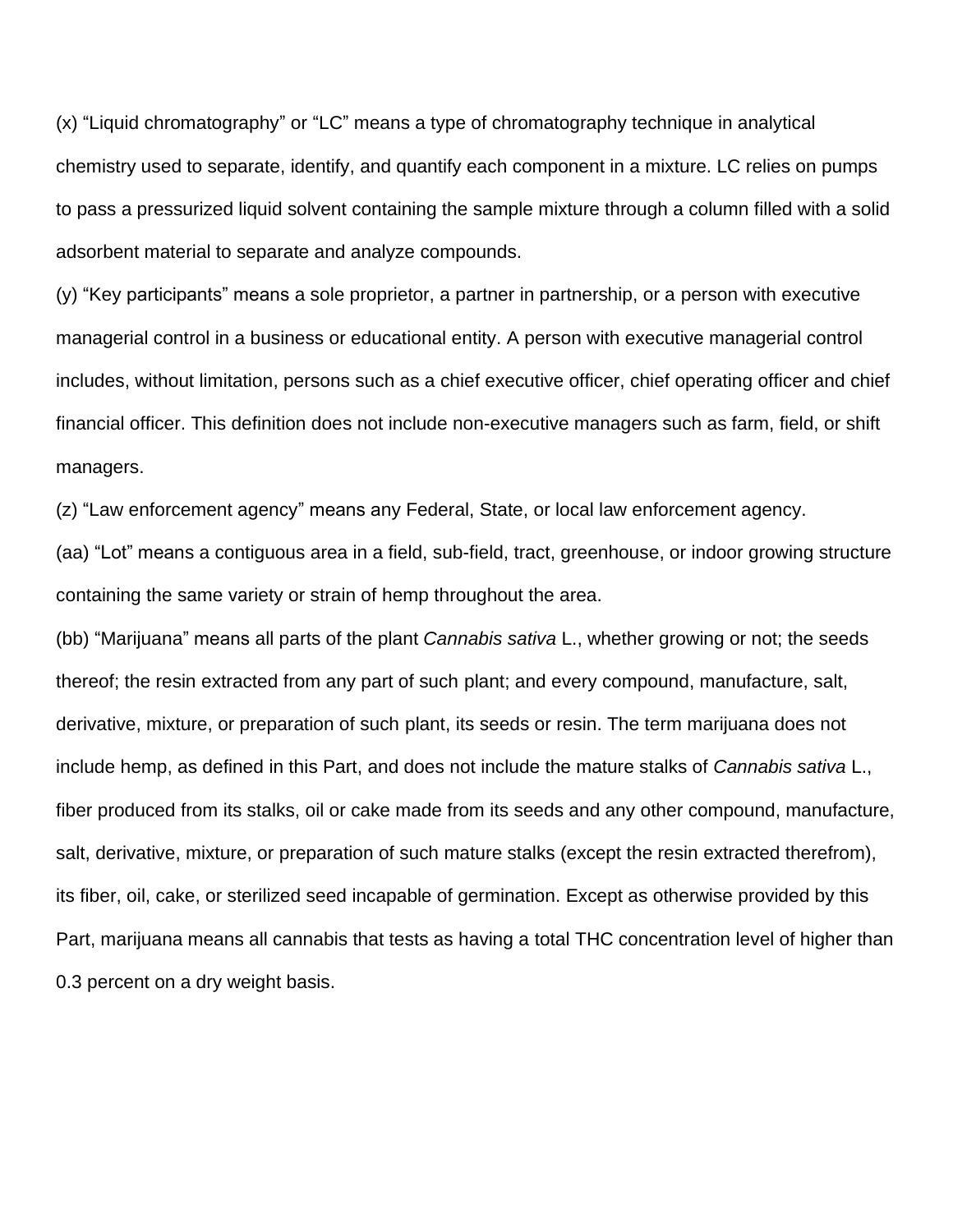(x) “Liquid chromatography” or “LC” means a type of chromatography technique in analytical chemistry used to separate, identify, and quantify each component in a mixture. LC relies on pumps to pass a pressurized liquid solvent containing the sample mixture through a column filled with a solid adsorbent material to separate and analyze compounds.

(y) “Key participants” means a sole proprietor, a partner in partnership, or a person with executive managerial control in a business or educational entity. A person with executive managerial control includes, without limitation, persons such as a chief executive officer, chief operating officer and chief financial officer. This definition does not include non-executive managers such as farm, field, or shift managers.

(z) “Law enforcement agency” means any Federal, State, or local law enforcement agency.

(aa) “Lot” means a contiguous area in a field, sub-field, tract, greenhouse, or indoor growing structure containing the same variety or strain of hemp throughout the area.

(bb) “Marijuana” means all parts of the plant *Cannabis sativa* L., whether growing or not; the seeds thereof; the resin extracted from any part of such plant; and every compound, manufacture, salt, derivative, mixture, or preparation of such plant, its seeds or resin. The term marijuana does not include hemp, as defined in this Part, and does not include the mature stalks of *Cannabis sativa* L., fiber produced from its stalks, oil or cake made from its seeds and any other compound, manufacture, salt, derivative, mixture, or preparation of such mature stalks (except the resin extracted therefrom), its fiber, oil, cake, or sterilized seed incapable of germination. Except as otherwise provided by this Part, marijuana means all cannabis that tests as having a total THC concentration level of higher than 0.3 percent on a dry weight basis.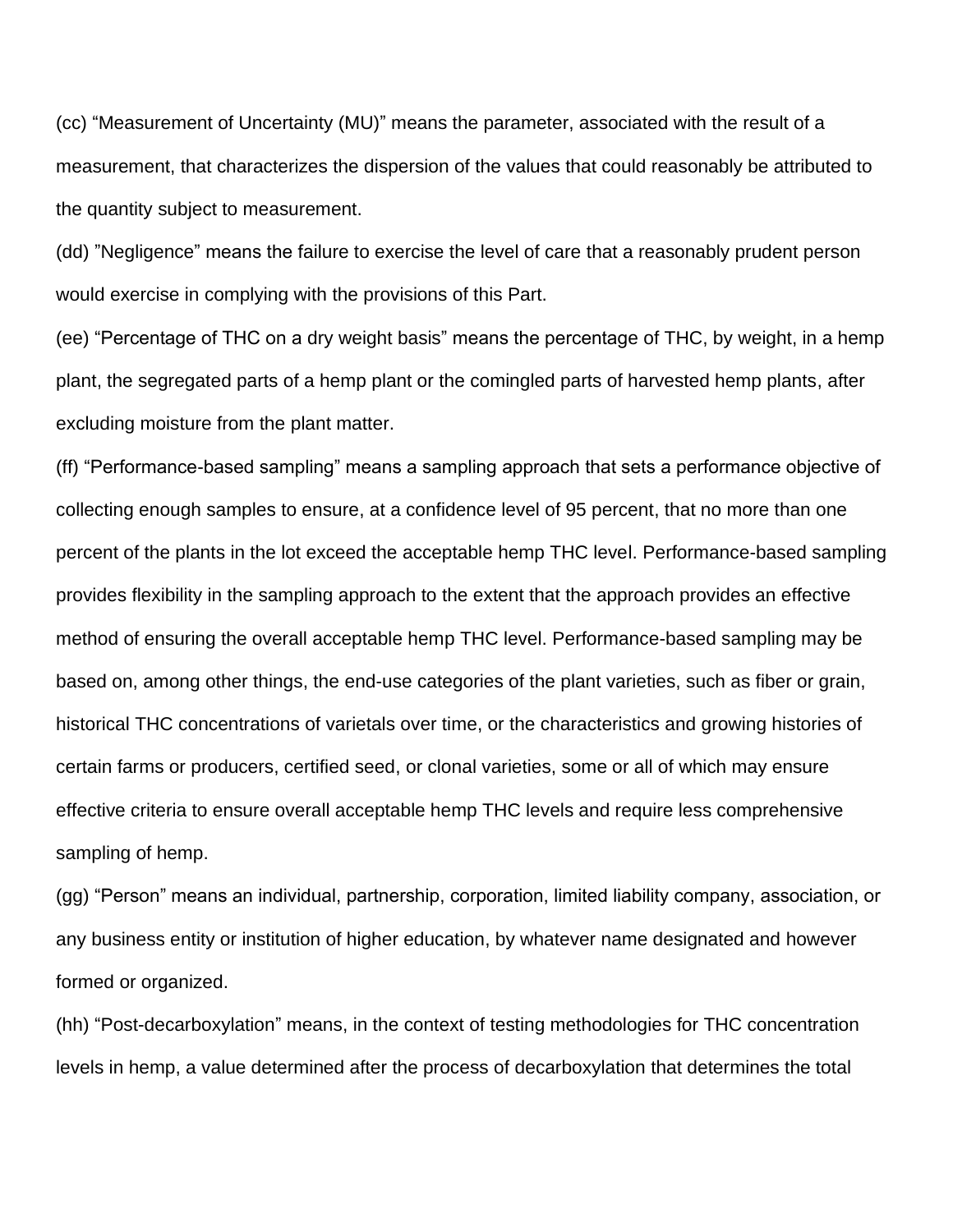(cc) "Measurement of Uncertainty (MU)" means the parameter, associated with the result of a measurement, that characterizes the dispersion of the values that could reasonably be attributed to the quantity subject to measurement.

(dd) "Negligence" means the failure to exercise the level of care that a reasonably prudent person would exercise in complying with the provisions of this Part.

(ee) "Percentage of THC on a dry weight basis" means the percentage of THC, by weight, in a hemp plant, the segregated parts of a hemp plant or the comingled parts of harvested hemp plants, after excluding moisture from the plant matter.

(ff) "Performance-based sampling" means a sampling approach that sets a performance objective of collecting enough samples to ensure, at a confidence level of 95 percent, that no more than one percent of the plants in the lot exceed the acceptable hemp THC level. Performance-based sampling provides flexibility in the sampling approach to the extent that the approach provides an effective method of ensuring the overall acceptable hemp THC level. Performance-based sampling may be based on, among other things, the end-use categories of the plant varieties, such as fiber or grain, historical THC concentrations of varietals over time, or the characteristics and growing histories of certain farms or producers, certified seed, or clonal varieties, some or all of which may ensure effective criteria to ensure overall acceptable hemp THC levels and require less comprehensive sampling of hemp.

(gg) "Person" means an individual, partnership, corporation, limited liability company, association, or any business entity or institution of higher education, by whatever name designated and however formed or organized.

(hh) "Post-decarboxylation" means, in the context of testing methodologies for THC concentration levels in hemp, a value determined after the process of decarboxylation that determines the total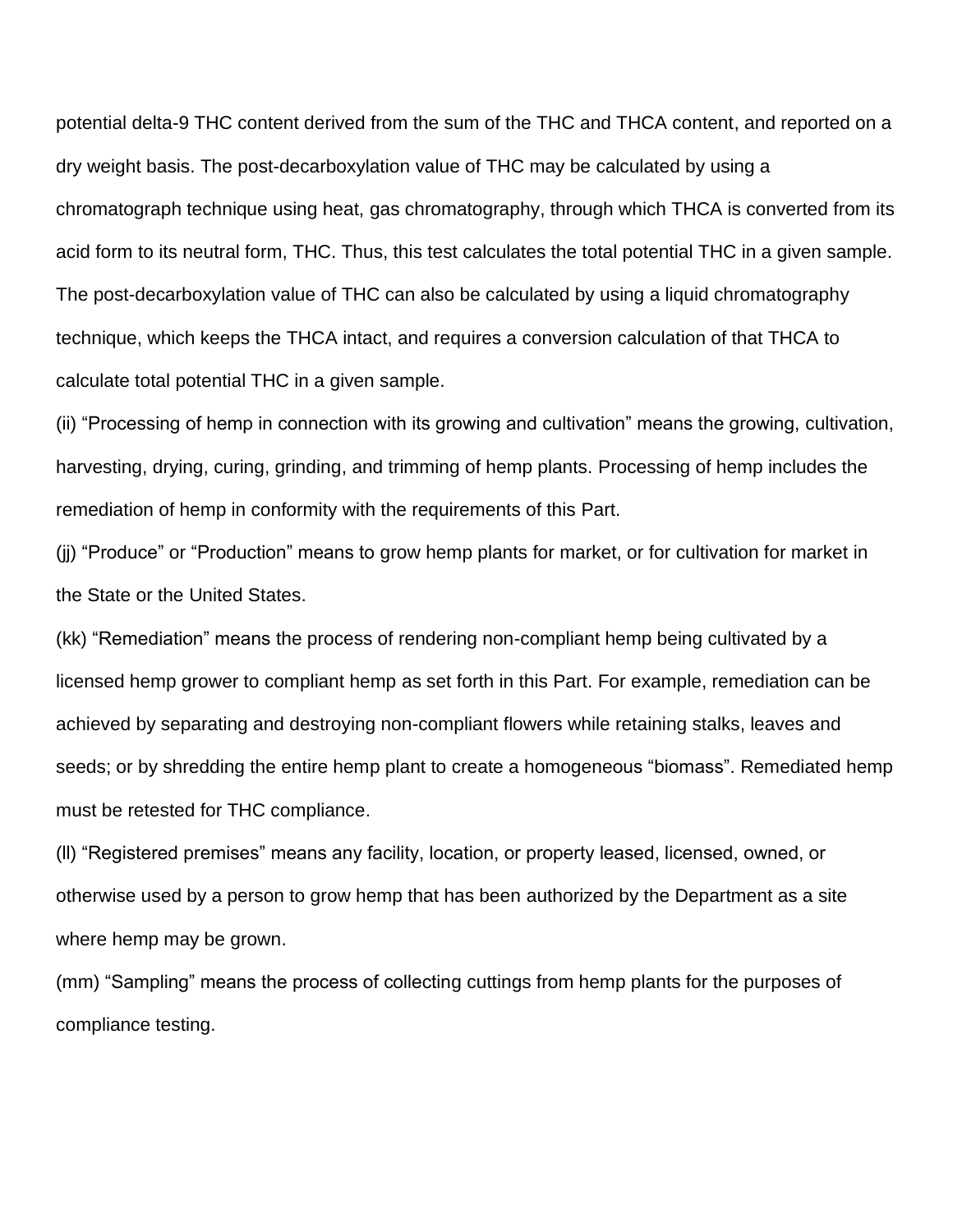potential delta-9 THC content derived from the sum of the THC and THCA content, and reported on a dry weight basis. The post-decarboxylation value of THC may be calculated by using a chromatograph technique using heat, gas chromatography, through which THCA is converted from its acid form to its neutral form, THC. Thus, this test calculates the total potential THC in a given sample. The post-decarboxylation value of THC can also be calculated by using a liquid chromatography technique, which keeps the THCA intact, and requires a conversion calculation of that THCA to calculate total potential THC in a given sample.

(ii) “Processing of hemp in connection with its growing and cultivation” means the growing, cultivation, harvesting, drying, curing, grinding, and trimming of hemp plants. Processing of hemp includes the remediation of hemp in conformity with the requirements of this Part.

(jj) “Produce” or “Production” means to grow hemp plants for market, or for cultivation for market in the State or the United States.

(kk) “Remediation” means the process of rendering non-compliant hemp being cultivated by a licensed hemp grower to compliant hemp as set forth in this Part. For example, remediation can be achieved by separating and destroying non-compliant flowers while retaining stalks, leaves and seeds; or by shredding the entire hemp plant to create a homogeneous “biomass”. Remediated hemp must be retested for THC compliance.

(ll) “Registered premises” means any facility, location, or property leased, licensed, owned, or otherwise used by a person to grow hemp that has been authorized by the Department as a site where hemp may be grown.

(mm) “Sampling” means the process of collecting cuttings from hemp plants for the purposes of compliance testing.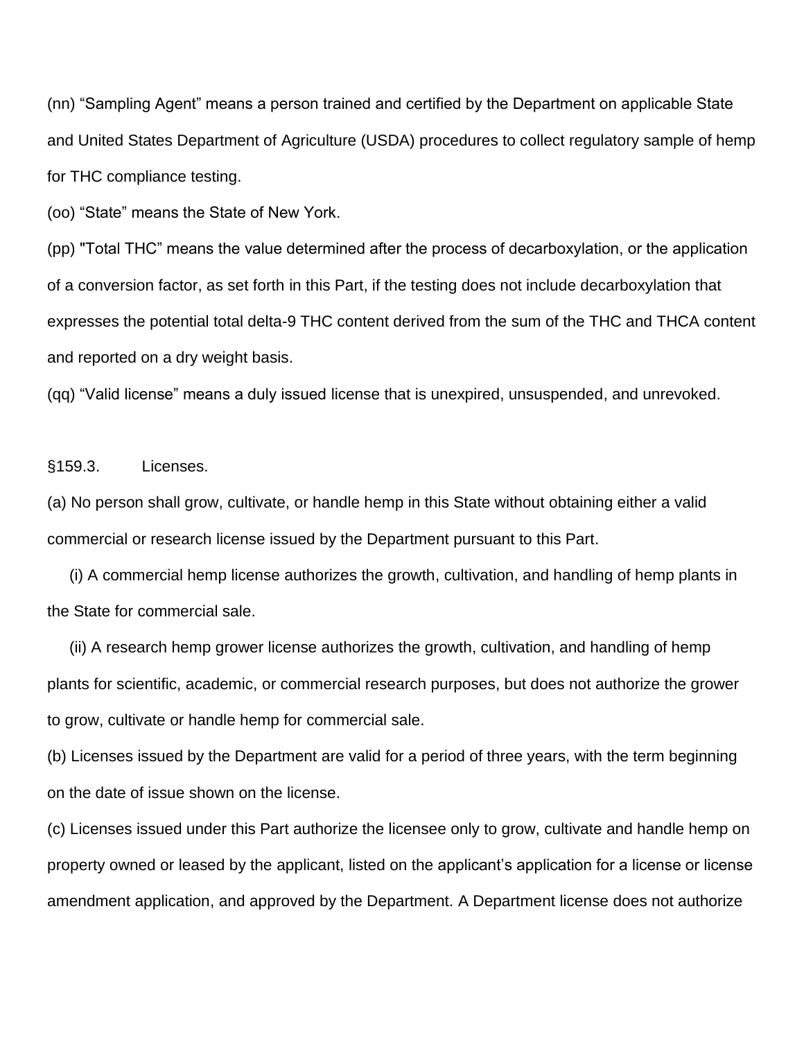(nn) “Sampling Agent” means a person trained and certified by the Department on applicable State and United States Department of Agriculture (USDA) procedures to collect regulatory sample of hemp for THC compliance testing.

(oo) “State” means the State of New York.

(pp) "Total THC” means the value determined after the process of decarboxylation, or the application of a conversion factor, as set forth in this Part, if the testing does not include decarboxylation that expresses the potential total delta-9 THC content derived from the sum of the THC and THCA content and reported on a dry weight basis.

(qq) “Valid license” means a duly issued license that is unexpired, unsuspended, and unrevoked.

## §159.3. Licenses.

(a) No person shall grow, cultivate, or handle hemp in this State without obtaining either a valid commercial or research license issued by the Department pursuant to this Part.

(i) A commercial hemp license authorizes the growth, cultivation, and handling of hemp plants in the State for commercial sale.

(ii) A research hemp grower license authorizes the growth, cultivation, and handling of hemp plants for scientific, academic, or commercial research purposes, but does not authorize the grower to grow, cultivate or handle hemp for commercial sale.

(b) Licenses issued by the Department are valid for a period of three years, with the term beginning on the date of issue shown on the license.

(c) Licenses issued under this Part authorize the licensee only to grow, cultivate and handle hemp on property owned or leased by the applicant, listed on the applicant’s application for a license or license amendment application, and approved by the Department. A Department license does not authorize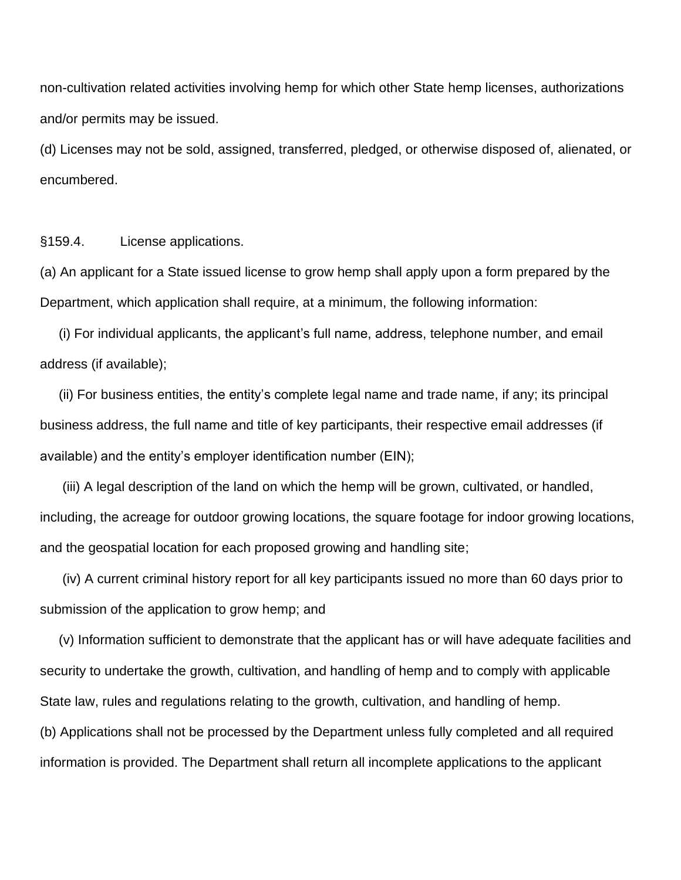non-cultivation related activities involving hemp for which other State hemp licenses, authorizations and/or permits may be issued.

(d) Licenses may not be sold, assigned, transferred, pledged, or otherwise disposed of, alienated, or encumbered.

§159.4. License applications.

(a) An applicant for a State issued license to grow hemp shall apply upon a form prepared by the Department, which application shall require, at a minimum, the following information:

(i) For individual applicants, the applicant's full name, address, telephone number, and email address (if available);

(ii) For business entities, the entity's complete legal name and trade name, if any; its principal business address, the full name and title of key participants, their respective email addresses (if available) and the entity's employer identification number (EIN);

(iii) A legal description of the land on which the hemp will be grown, cultivated, or handled, including, the acreage for outdoor growing locations, the square footage for indoor growing locations, and the geospatial location for each proposed growing and handling site;

(iv) A current criminal history report for all key participants issued no more than 60 days prior to submission of the application to grow hemp; and

(v) Information sufficient to demonstrate that the applicant has or will have adequate facilities and security to undertake the growth, cultivation, and handling of hemp and to comply with applicable State law, rules and regulations relating to the growth, cultivation, and handling of hemp.

(b) Applications shall not be processed by the Department unless fully completed and all required information is provided. The Department shall return all incomplete applications to the applicant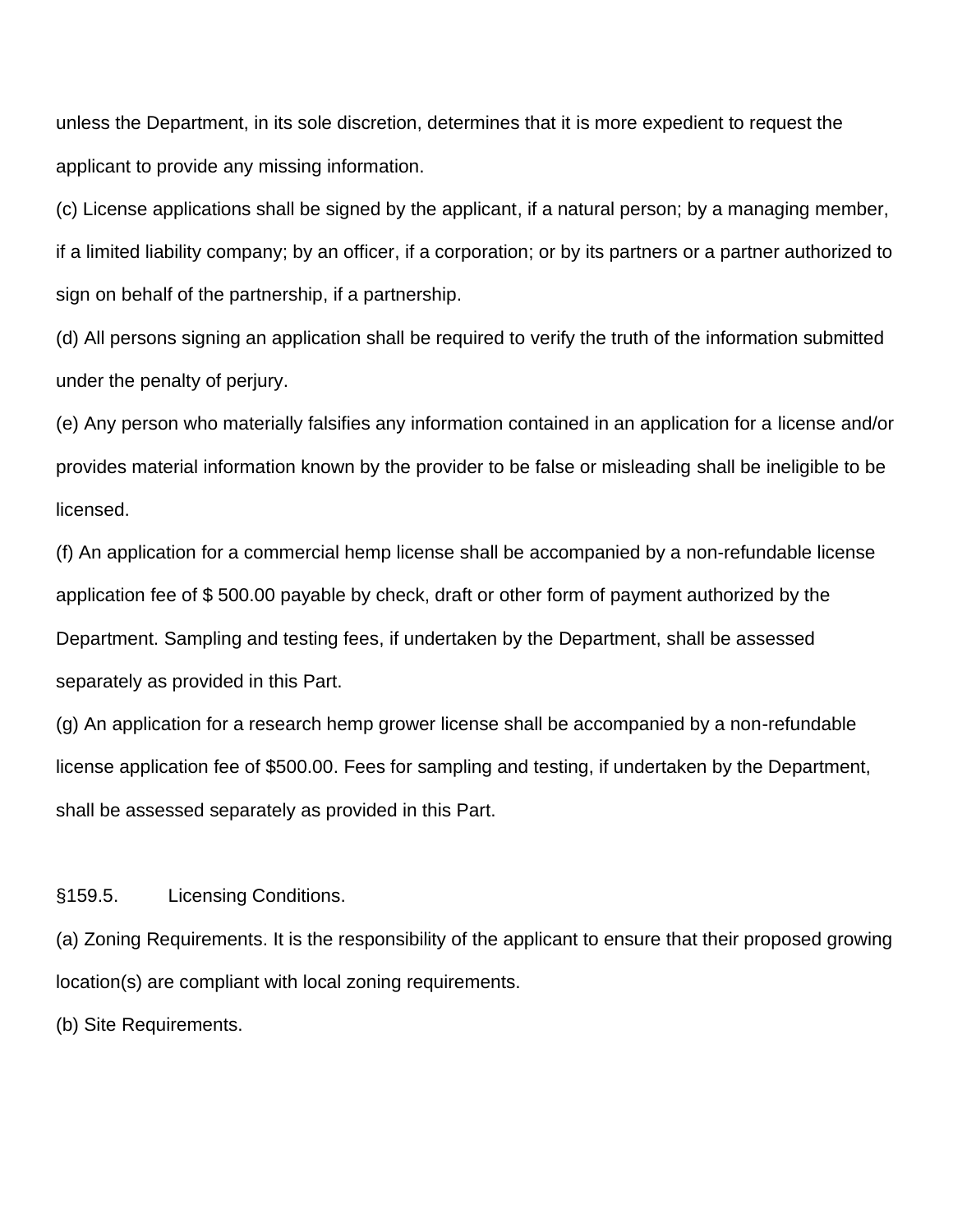unless the Department, in its sole discretion, determines that it is more expedient to request the applicant to provide any missing information.

(c) License applications shall be signed by the applicant, if a natural person; by a managing member, if a limited liability company; by an officer, if a corporation; or by its partners or a partner authorized to sign on behalf of the partnership, if a partnership.

(d) All persons signing an application shall be required to verify the truth of the information submitted under the penalty of perjury.

(e) Any person who materially falsifies any information contained in an application for a license and/or provides material information known by the provider to be false or misleading shall be ineligible to be licensed.

(f) An application for a commercial hemp license shall be accompanied by a non-refundable license application fee of $ 500.00 payable by check, draft or other form of payment authorized by the Department. Sampling and testing fees, if undertaken by the Department, shall be assessed separately as provided in this Part.

(g) An application for a research hemp grower license shall be accompanied by a non-refundable license application fee of $500.00. Fees for sampling and testing, if undertaken by the Department, shall be assessed separately as provided in this Part.

§159.5. Licensing Conditions.

(a) Zoning Requirements. It is the responsibility of the applicant to ensure that their proposed growing location(s) are compliant with local zoning requirements.

(b) Site Requirements.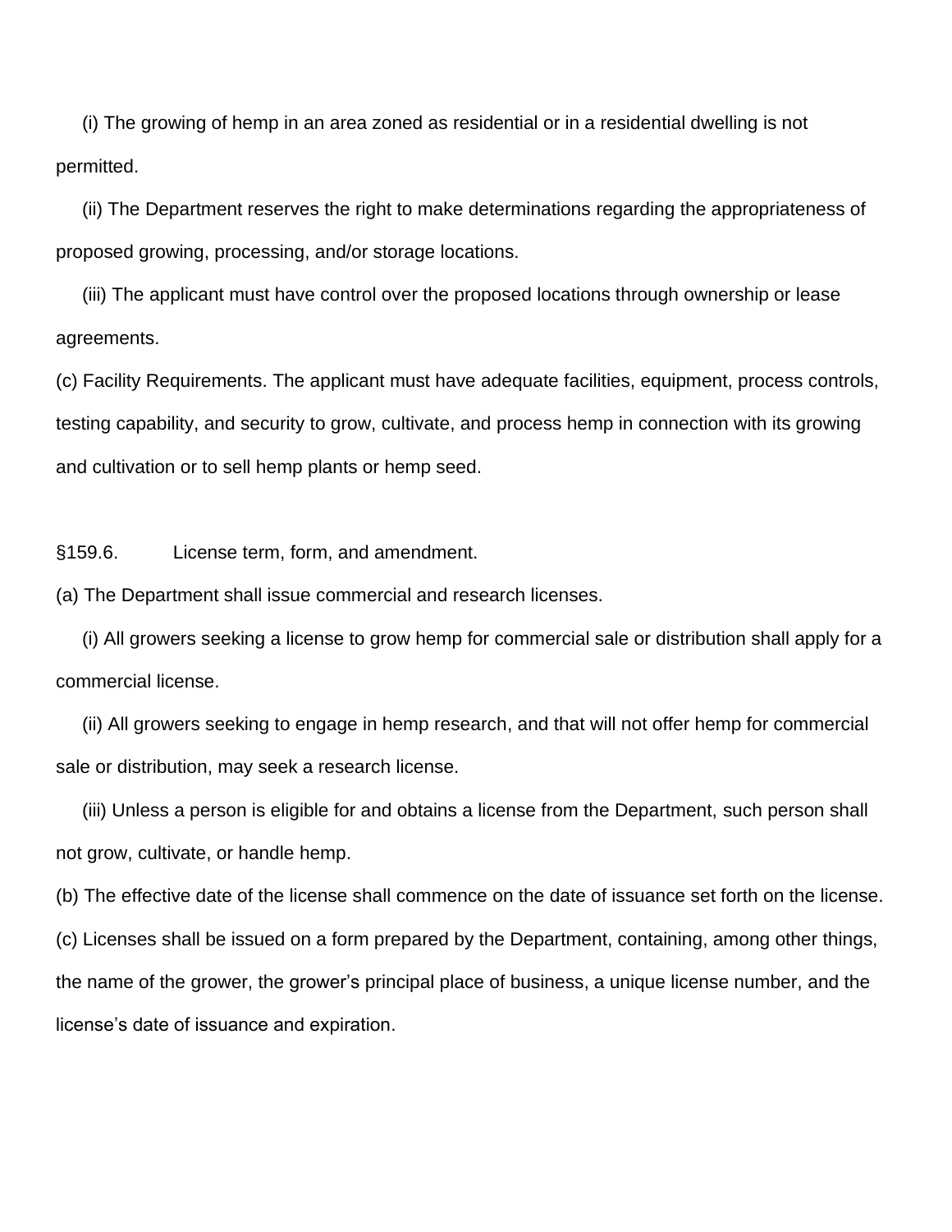(i) The growing of hemp in an area zoned as residential or in a residential dwelling is not permitted.

(ii) The Department reserves the right to make determinations regarding the appropriateness of proposed growing, processing, and/or storage locations.

(iii) The applicant must have control over the proposed locations through ownership or lease agreements.

(c) Facility Requirements. The applicant must have adequate facilities, equipment, process controls, testing capability, and security to grow, cultivate, and process hemp in connection with its growing and cultivation or to sell hemp plants or hemp seed.

§159.6. License term, form, and amendment.

(a) The Department shall issue commercial and research licenses.

(i) All growers seeking a license to grow hemp for commercial sale or distribution shall apply for a commercial license.

(ii) All growers seeking to engage in hemp research, and that will not offer hemp for commercial sale or distribution, may seek a research license.

(iii) Unless a person is eligible for and obtains a license from the Department, such person shall not grow, cultivate, or handle hemp.

(b) The effective date of the license shall commence on the date of issuance set forth on the license.

(c) Licenses shall be issued on a form prepared by the Department, containing, among other things, the name of the grower, the grower's principal place of business, a unique license number, and the license's date of issuance and expiration.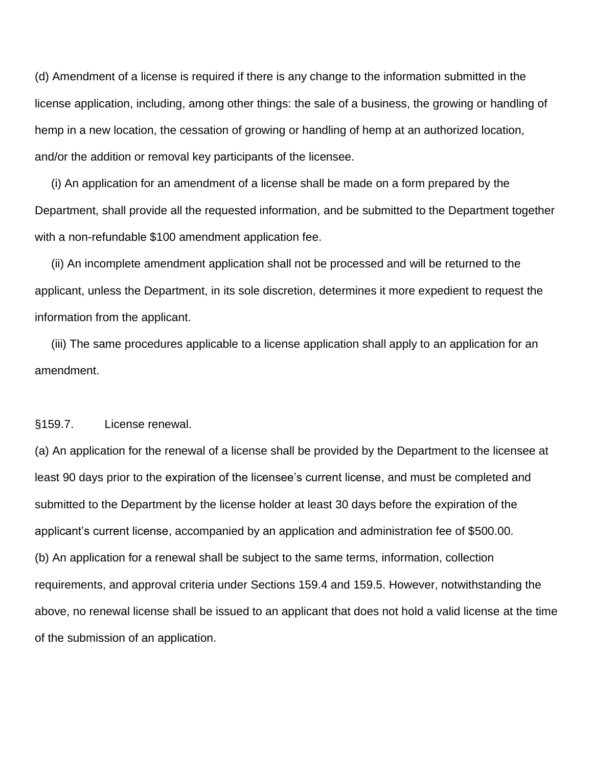(d) Amendment of a license is required if there is any change to the information submitted in the license application, including, among other things: the sale of a business, the growing or handling of hemp in a new location, the cessation of growing or handling of hemp at an authorized location, and/or the addition or removal key participants of the licensee.

(i) An application for an amendment of a license shall be made on a form prepared by the Department, shall provide all the requested information, and be submitted to the Department together with a non-refundable $100 amendment application fee.

(ii) An incomplete amendment application shall not be processed and will be returned to the applicant, unless the Department, in its sole discretion, determines it more expedient to request the information from the applicant.

(iii) The same procedures applicable to a license application shall apply to an application for an amendment.

§159.7. License renewal.

(a) An application for the renewal of a license shall be provided by the Department to the licensee at least 90 days prior to the expiration of the licensee's current license, and must be completed and submitted to the Department by the license holder at least 30 days before the expiration of the applicant's current license, accompanied by an application and administration fee of $500.00.

(b) An application for a renewal shall be subject to the same terms, information, collection requirements, and approval criteria under Sections 159.4 and 159.5. However, notwithstanding the above, no renewal license shall be issued to an applicant that does not hold a valid license at the time of the submission of an application.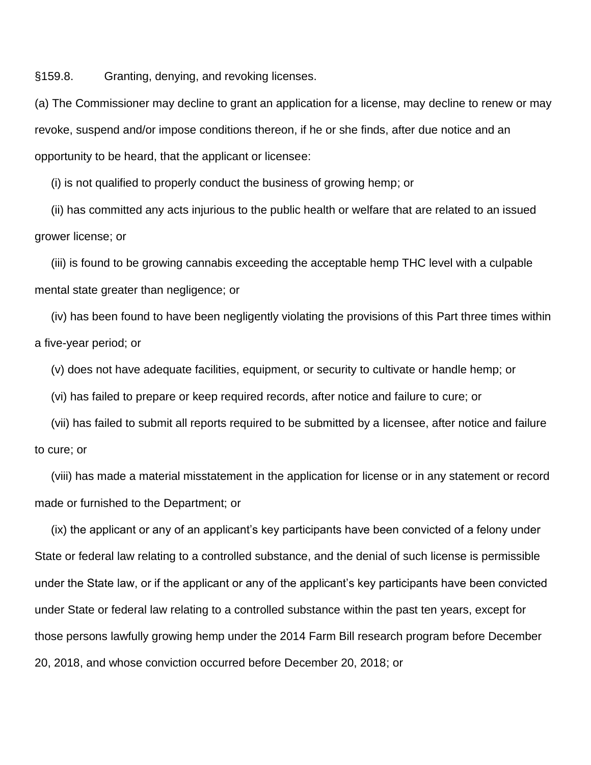§159.8. Granting, denying, and revoking licenses.

(a) The Commissioner may decline to grant an application for a license, may decline to renew or may revoke, suspend and/or impose conditions thereon, if he or she finds, after due notice and an opportunity to be heard, that the applicant or licensee:

(i) is not qualified to properly conduct the business of growing hemp; or

(ii) has committed any acts injurious to the public health or welfare that are related to an issued grower license; or

(iii) is found to be growing cannabis exceeding the acceptable hemp THC level with a culpable mental state greater than negligence; or

(iv) has been found to have been negligently violating the provisions of this Part three times within a five-year period; or

(v) does not have adequate facilities, equipment, or security to cultivate or handle hemp; or

(vi) has failed to prepare or keep required records, after notice and failure to cure; or

(vii) has failed to submit all reports required to be submitted by a licensee, after notice and failure to cure; or

(viii) has made a material misstatement in the application for license or in any statement or record made or furnished to the Department; or

(ix) the applicant or any of an applicant's key participants have been convicted of a felony under State or federal law relating to a controlled substance, and the denial of such license is permissible under the State law, or if the applicant or any of the applicant's key participants have been convicted under State or federal law relating to a controlled substance within the past ten years, except for those persons lawfully growing hemp under the 2014 Farm Bill research program before December 20, 2018, and whose conviction occurred before December 20, 2018; or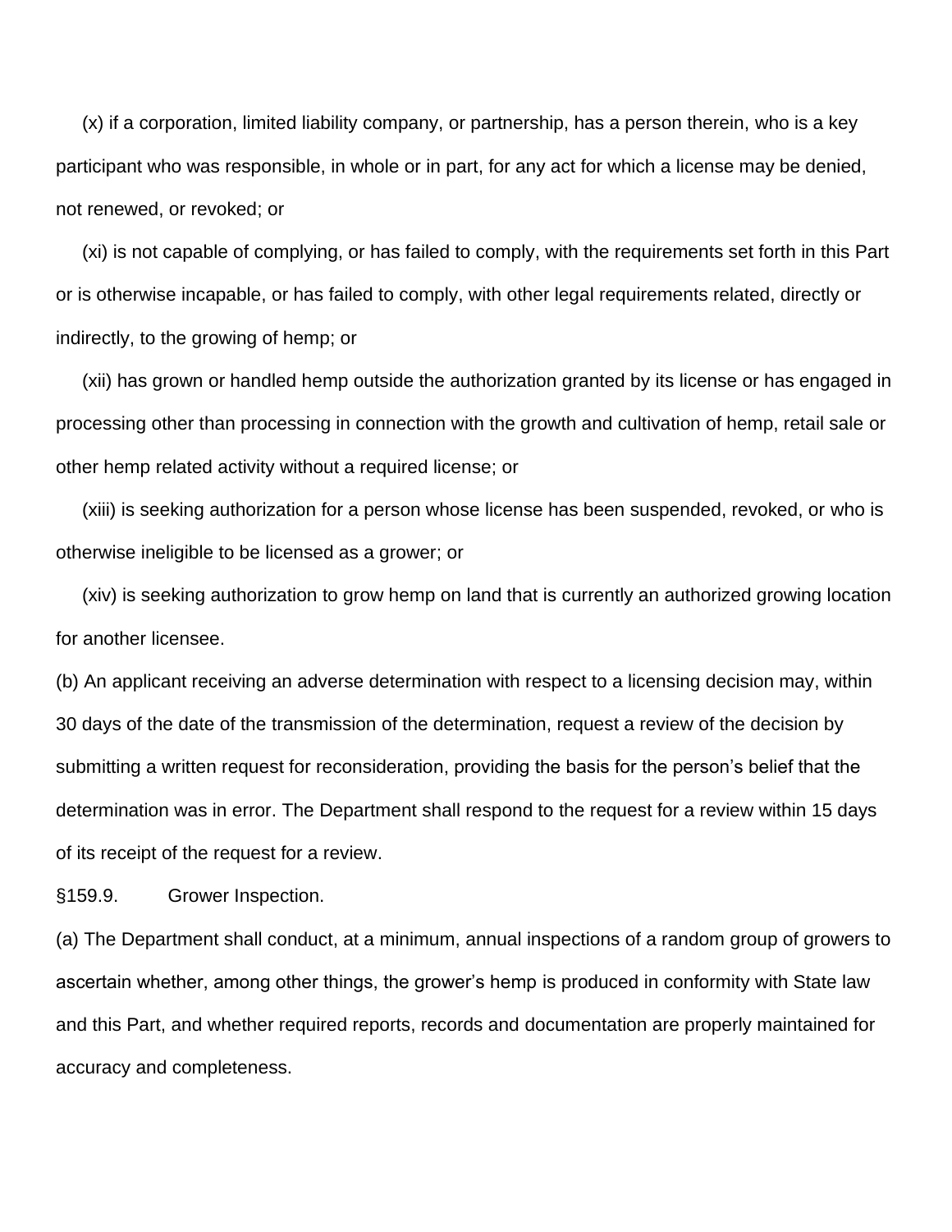(x) if a corporation, limited liability company, or partnership, has a person therein, who is a key participant who was responsible, in whole or in part, for any act for which a license may be denied, not renewed, or revoked; or

(xi) is not capable of complying, or has failed to comply, with the requirements set forth in this Part or is otherwise incapable, or has failed to comply, with other legal requirements related, directly or indirectly, to the growing of hemp; or

(xii) has grown or handled hemp outside the authorization granted by its license or has engaged in processing other than processing in connection with the growth and cultivation of hemp, retail sale or other hemp related activity without a required license; or

(xiii) is seeking authorization for a person whose license has been suspended, revoked, or who is otherwise ineligible to be licensed as a grower; or

(xiv) is seeking authorization to grow hemp on land that is currently an authorized growing location for another licensee.

(b) An applicant receiving an adverse determination with respect to a licensing decision may, within 30 days of the date of the transmission of the determination, request a review of the decision by submitting a written request for reconsideration, providing the basis for the person's belief that the determination was in error. The Department shall respond to the request for a review within 15 days of its receipt of the request for a review.

§159.9. Grower Inspection.

(a) The Department shall conduct, at a minimum, annual inspections of a random group of growers to ascertain whether, among other things, the grower's hemp is produced in conformity with State law and this Part, and whether required reports, records and documentation are properly maintained for accuracy and completeness.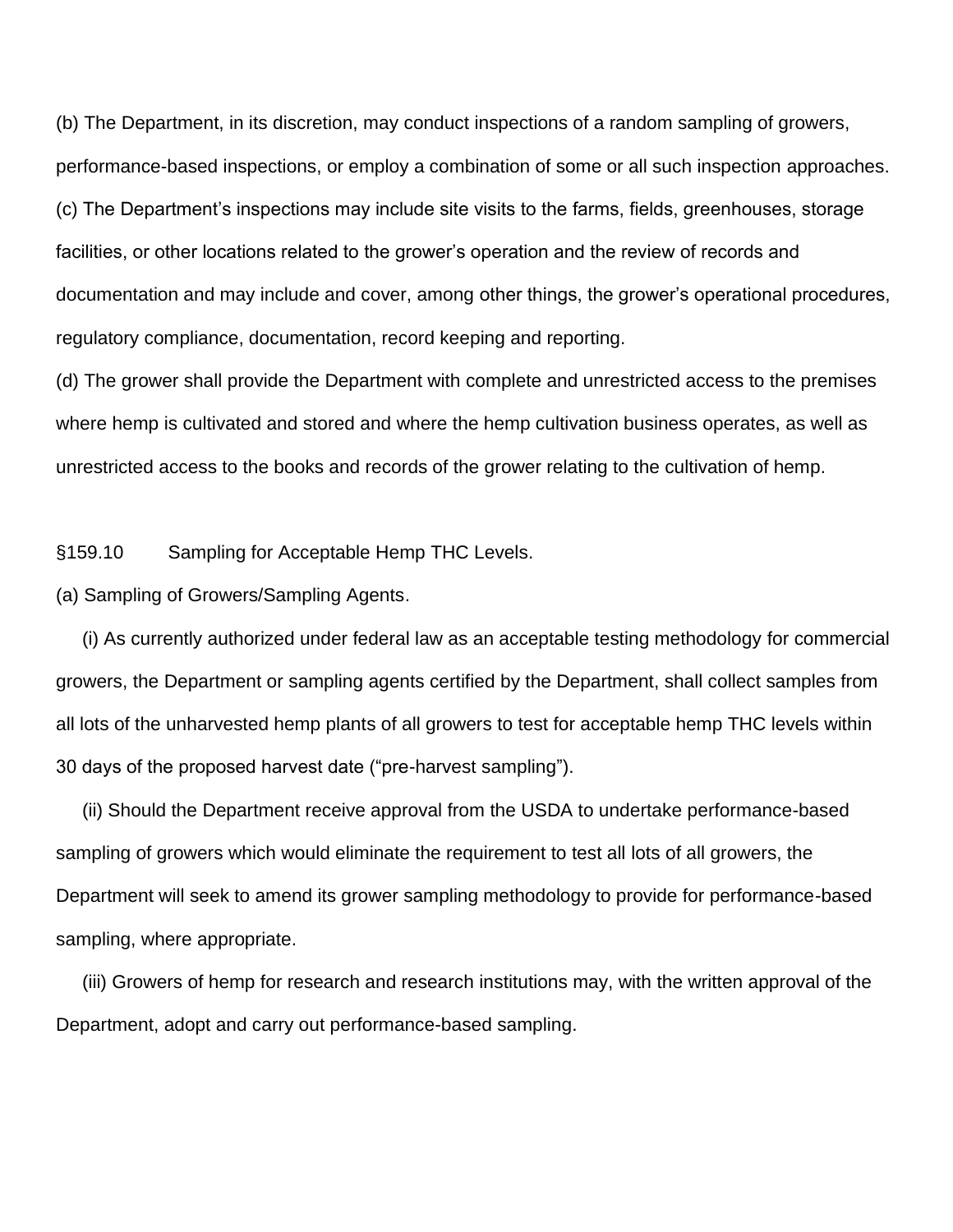(b) The Department, in its discretion, may conduct inspections of a random sampling of growers, performance-based inspections, or employ a combination of some or all such inspection approaches.

(c) The Department's inspections may include site visits to the farms, fields, greenhouses, storage facilities, or other locations related to the grower's operation and the review of records and documentation and may include and cover, among other things, the grower's operational procedures, regulatory compliance, documentation, record keeping and reporting.

(d) The grower shall provide the Department with complete and unrestricted access to the premises where hemp is cultivated and stored and where the hemp cultivation business operates, as well as unrestricted access to the books and records of the grower relating to the cultivation of hemp.

§159.10 Sampling for Acceptable Hemp THC Levels.

(a) Sampling of Growers/Sampling Agents.

(i) As currently authorized under federal law as an acceptable testing methodology for commercial growers, the Department or sampling agents certified by the Department, shall collect samples from all lots of the unharvested hemp plants of all growers to test for acceptable hemp THC levels within 30 days of the proposed harvest date ("pre-harvest sampling").

(ii) Should the Department receive approval from the USDA to undertake performance-based sampling of growers which would eliminate the requirement to test all lots of all growers, the Department will seek to amend its grower sampling methodology to provide for performance-based sampling, where appropriate.

(iii) Growers of hemp for research and research institutions may, with the written approval of the Department, adopt and carry out performance-based sampling.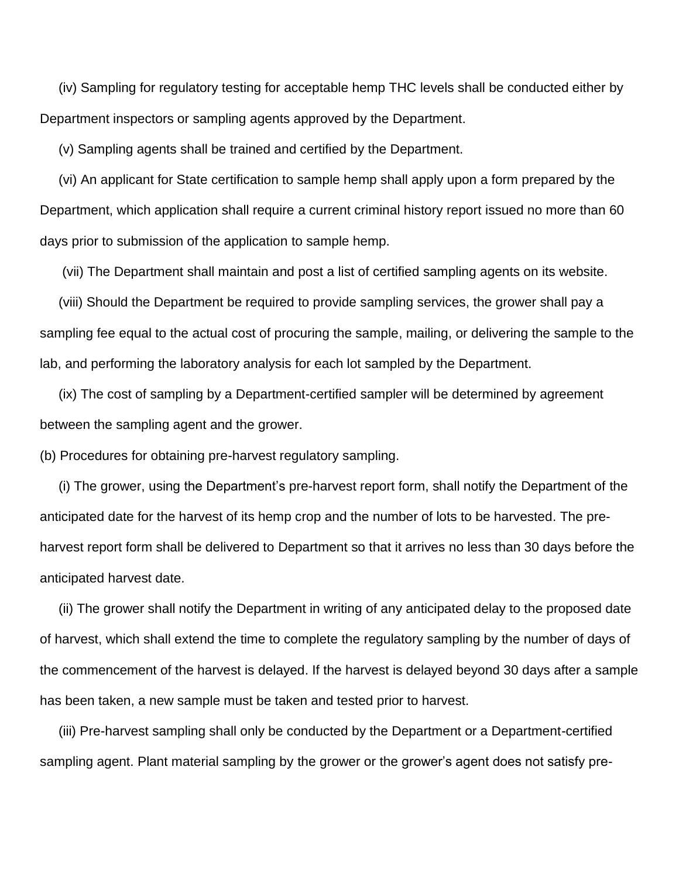(iv) Sampling for regulatory testing for acceptable hemp THC levels shall be conducted either by Department inspectors or sampling agents approved by the Department.

(v) Sampling agents shall be trained and certified by the Department.

(vi) An applicant for State certification to sample hemp shall apply upon a form prepared by the Department, which application shall require a current criminal history report issued no more than 60 days prior to submission of the application to sample hemp.

(vii) The Department shall maintain and post a list of certified sampling agents on its website.

(viii) Should the Department be required to provide sampling services, the grower shall pay a sampling fee equal to the actual cost of procuring the sample, mailing, or delivering the sample to the lab, and performing the laboratory analysis for each lot sampled by the Department.

(ix) The cost of sampling by a Department-certified sampler will be determined by agreement between the sampling agent and the grower.

(b) Procedures for obtaining pre-harvest regulatory sampling.

(i) The grower, using the Department's pre-harvest report form, shall notify the Department of the anticipated date for the harvest of its hemp crop and the number of lots to be harvested. The pre-harvest report form shall be delivered to Department so that it arrives no less than 30 days before the anticipated harvest date.

(ii) The grower shall notify the Department in writing of any anticipated delay to the proposed date of harvest, which shall extend the time to complete the regulatory sampling by the number of days of the commencement of the harvest is delayed. If the harvest is delayed beyond 30 days after a sample has been taken, a new sample must be taken and tested prior to harvest.

(iii) Pre-harvest sampling shall only be conducted by the Department or a Department-certified sampling agent. Plant material sampling by the grower or the grower's agent does not satisfy pre-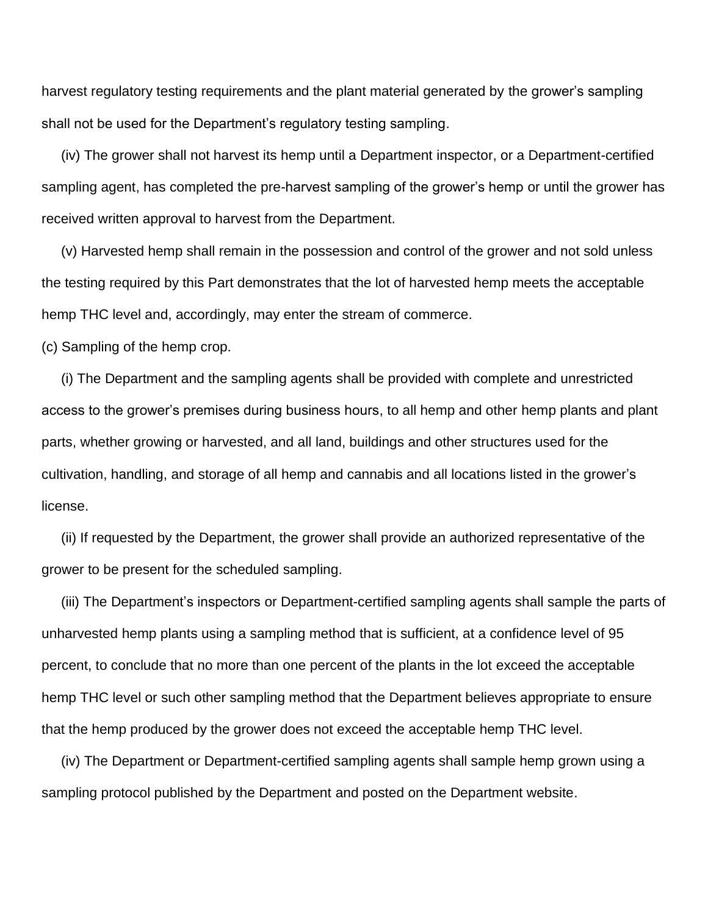harvest regulatory testing requirements and the plant material generated by the grower's sampling shall not be used for the Department's regulatory testing sampling.

(iv) The grower shall not harvest its hemp until a Department inspector, or a Department-certified sampling agent, has completed the pre-harvest sampling of the grower's hemp or until the grower has received written approval to harvest from the Department.

(v) Harvested hemp shall remain in the possession and control of the grower and not sold unless the testing required by this Part demonstrates that the lot of harvested hemp meets the acceptable hemp THC level and, accordingly, may enter the stream of commerce.

(c) Sampling of the hemp crop.

(i) The Department and the sampling agents shall be provided with complete and unrestricted access to the grower's premises during business hours, to all hemp and other hemp plants and plant parts, whether growing or harvested, and all land, buildings and other structures used for the cultivation, handling, and storage of all hemp and cannabis and all locations listed in the grower's license.

(ii) If requested by the Department, the grower shall provide an authorized representative of the grower to be present for the scheduled sampling.

(iii) The Department's inspectors or Department-certified sampling agents shall sample the parts of unharvested hemp plants using a sampling method that is sufficient, at a confidence level of 95 percent, to conclude that no more than one percent of the plants in the lot exceed the acceptable hemp THC level or such other sampling method that the Department believes appropriate to ensure that the hemp produced by the grower does not exceed the acceptable hemp THC level.

(iv) The Department or Department-certified sampling agents shall sample hemp grown using a sampling protocol published by the Department and posted on the Department website.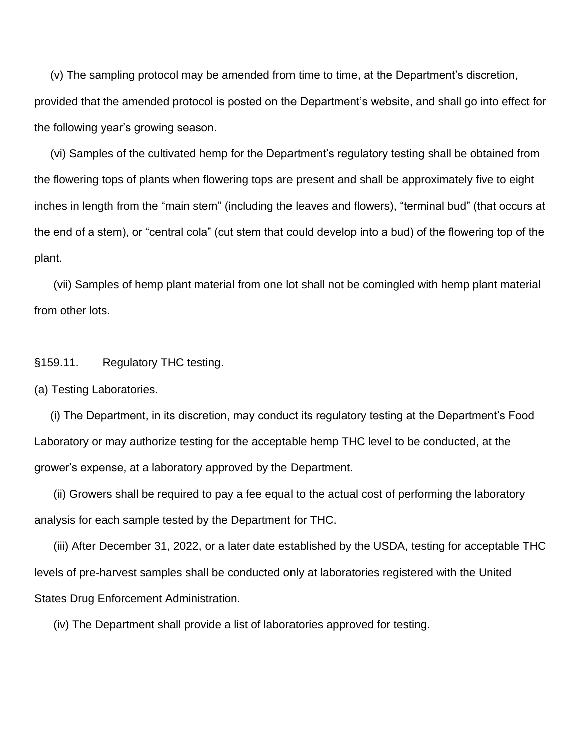(v) The sampling protocol may be amended from time to time, at the Department's discretion, provided that the amended protocol is posted on the Department's website, and shall go into effect for the following year's growing season.

(vi) Samples of the cultivated hemp for the Department's regulatory testing shall be obtained from the flowering tops of plants when flowering tops are present and shall be approximately five to eight inches in length from the "main stem" (including the leaves and flowers), "terminal bud" (that occurs at the end of a stem), or "central cola" (cut stem that could develop into a bud) of the flowering top of the plant.

(vii) Samples of hemp plant material from one lot shall not be comingled with hemp plant material from other lots.

§159.11. Regulatory THC testing.

(a) Testing Laboratories.

(i) The Department, in its discretion, may conduct its regulatory testing at the Department's Food Laboratory or may authorize testing for the acceptable hemp THC level to be conducted, at the grower's expense, at a laboratory approved by the Department.

(ii) Growers shall be required to pay a fee equal to the actual cost of performing the laboratory analysis for each sample tested by the Department for THC.

(iii) After December 31, 2022, or a later date established by the USDA, testing for acceptable THC levels of pre-harvest samples shall be conducted only at laboratories registered with the United States Drug Enforcement Administration.

(iv) The Department shall provide a list of laboratories approved for testing.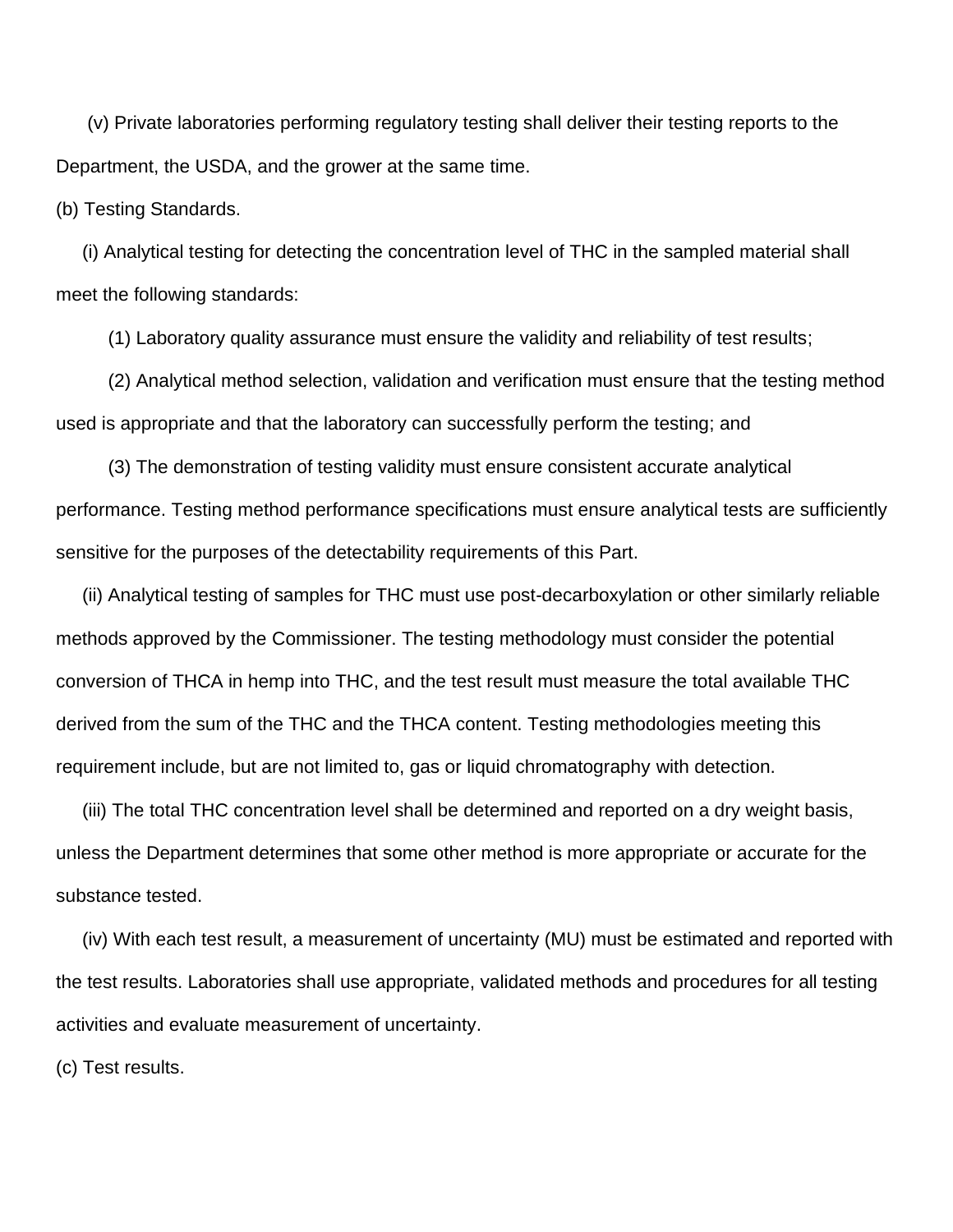(v) Private laboratories performing regulatory testing shall deliver their testing reports to the Department, the USDA, and the grower at the same time.

(b) Testing Standards.

(i) Analytical testing for detecting the concentration level of THC in the sampled material shall meet the following standards:

(1) Laboratory quality assurance must ensure the validity and reliability of test results;

(2) Analytical method selection, validation and verification must ensure that the testing method used is appropriate and that the laboratory can successfully perform the testing; and

(3) The demonstration of testing validity must ensure consistent accurate analytical performance. Testing method performance specifications must ensure analytical tests are sufficiently sensitive for the purposes of the detectability requirements of this Part.

(ii) Analytical testing of samples for THC must use post-decarboxylation or other similarly reliable methods approved by the Commissioner. The testing methodology must consider the potential conversion of THCA in hemp into THC, and the test result must measure the total available THC derived from the sum of the THC and the THCA content. Testing methodologies meeting this requirement include, but are not limited to, gas or liquid chromatography with detection.

(iii) The total THC concentration level shall be determined and reported on a dry weight basis, unless the Department determines that some other method is more appropriate or accurate for the substance tested.

(iv) With each test result, a measurement of uncertainty (MU) must be estimated and reported with the test results. Laboratories shall use appropriate, validated methods and procedures for all testing activities and evaluate measurement of uncertainty.

(c) Test results.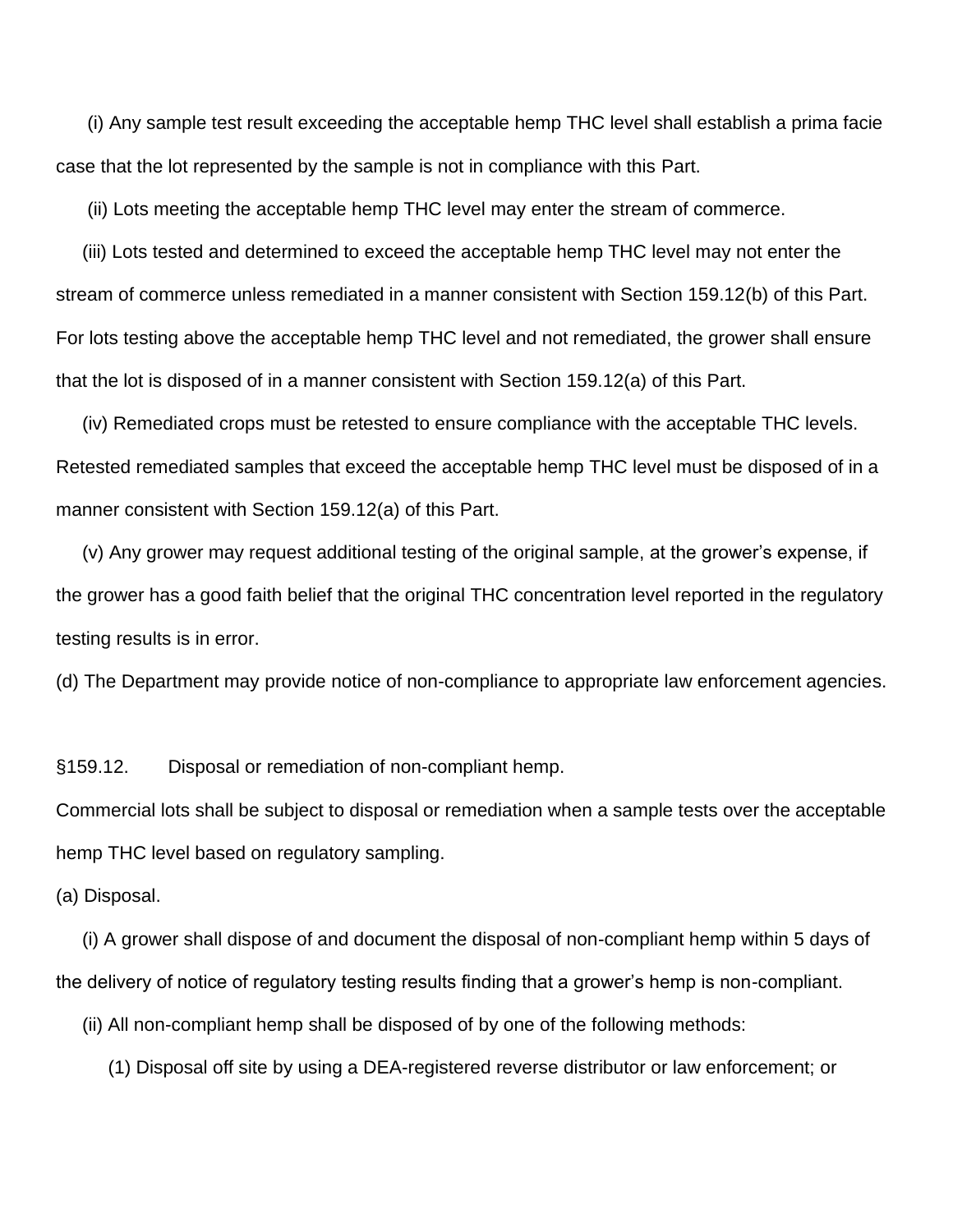(i) Any sample test result exceeding the acceptable hemp THC level shall establish a prima facie case that the lot represented by the sample is not in compliance with this Part.

(ii) Lots meeting the acceptable hemp THC level may enter the stream of commerce.

(iii) Lots tested and determined to exceed the acceptable hemp THC level may not enter the stream of commerce unless remediated in a manner consistent with Section 159.12(b) of this Part. For lots testing above the acceptable hemp THC level and not remediated, the grower shall ensure that the lot is disposed of in a manner consistent with Section 159.12(a) of this Part.

(iv) Remediated crops must be retested to ensure compliance with the acceptable THC levels. Retested remediated samples that exceed the acceptable hemp THC level must be disposed of in a manner consistent with Section 159.12(a) of this Part.

(v) Any grower may request additional testing of the original sample, at the grower's expense, if the grower has a good faith belief that the original THC concentration level reported in the regulatory testing results is in error.

(d) The Department may provide notice of non-compliance to appropriate law enforcement agencies.

§159.12. Disposal or remediation of non-compliant hemp.

Commercial lots shall be subject to disposal or remediation when a sample tests over the acceptable hemp THC level based on regulatory sampling.

(a) Disposal.

(i) A grower shall dispose of and document the disposal of non-compliant hemp within 5 days of the delivery of notice of regulatory testing results finding that a grower's hemp is non-compliant.

(ii) All non-compliant hemp shall be disposed of by one of the following methods:

(1) Disposal off site by using a DEA-registered reverse distributor or law enforcement; or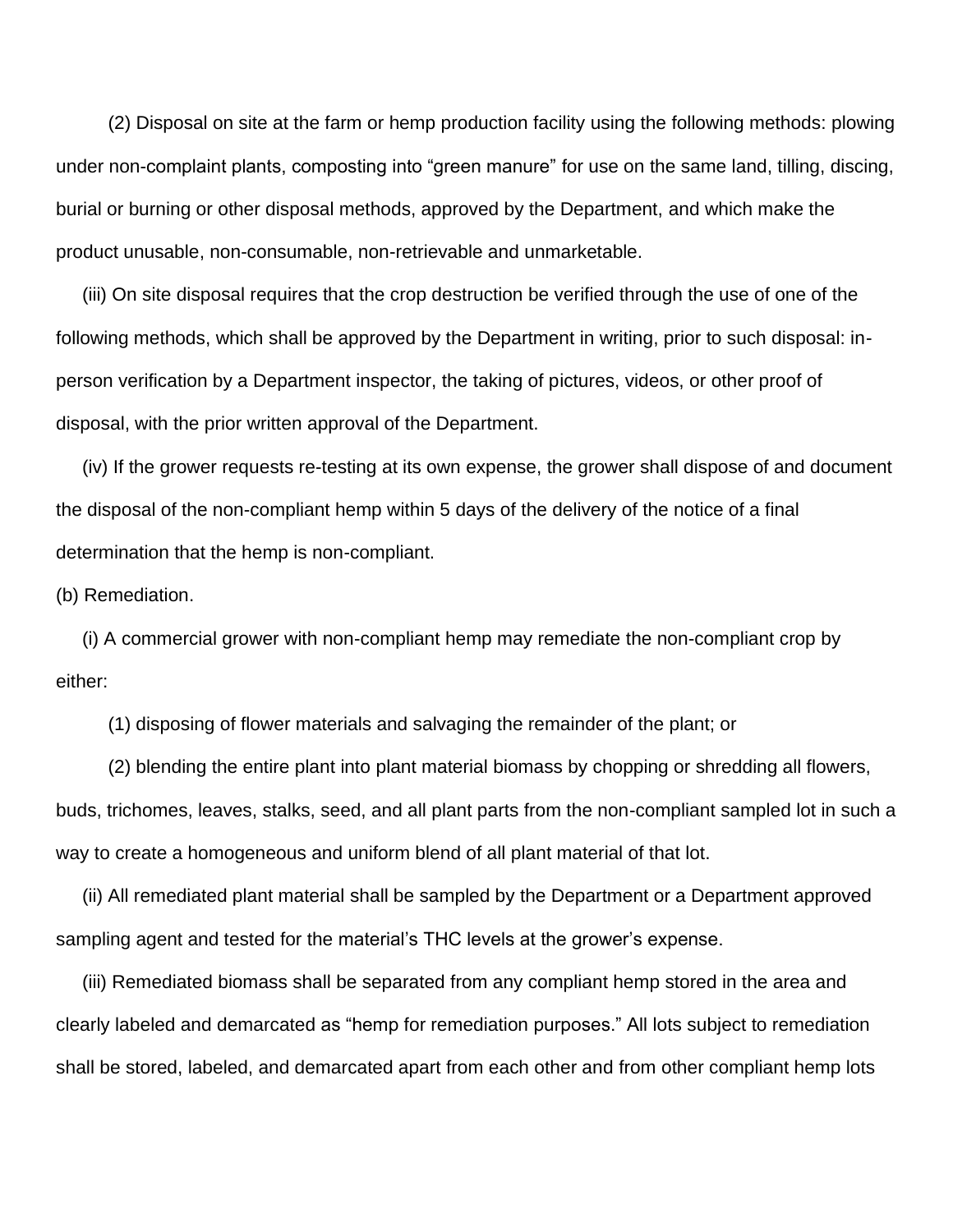(2) Disposal on site at the farm or hemp production facility using the following methods: plowing under non-complaint plants, composting into "green manure" for use on the same land, tilling, discing, burial or burning or other disposal methods, approved by the Department, and which make the product unusable, non-consumable, non-retrievable and unmarketable.

(iii) On site disposal requires that the crop destruction be verified through the use of one of the following methods, which shall be approved by the Department in writing, prior to such disposal: in-person verification by a Department inspector, the taking of pictures, videos, or other proof of disposal, with the prior written approval of the Department.

(iv) If the grower requests re-testing at its own expense, the grower shall dispose of and document the disposal of the non-compliant hemp within 5 days of the delivery of the notice of a final determination that the hemp is non-compliant.

(b) Remediation.

(i) A commercial grower with non-compliant hemp may remediate the non-compliant crop by either:

(1) disposing of flower materials and salvaging the remainder of the plant; or

(2) blending the entire plant into plant material biomass by chopping or shredding all flowers, buds, trichomes, leaves, stalks, seed, and all plant parts from the non-compliant sampled lot in such a way to create a homogeneous and uniform blend of all plant material of that lot.

(ii) All remediated plant material shall be sampled by the Department or a Department approved sampling agent and tested for the material's THC levels at the grower's expense.

(iii) Remediated biomass shall be separated from any compliant hemp stored in the area and clearly labeled and demarcated as "hemp for remediation purposes." All lots subject to remediation shall be stored, labeled, and demarcated apart from each other and from other compliant hemp lots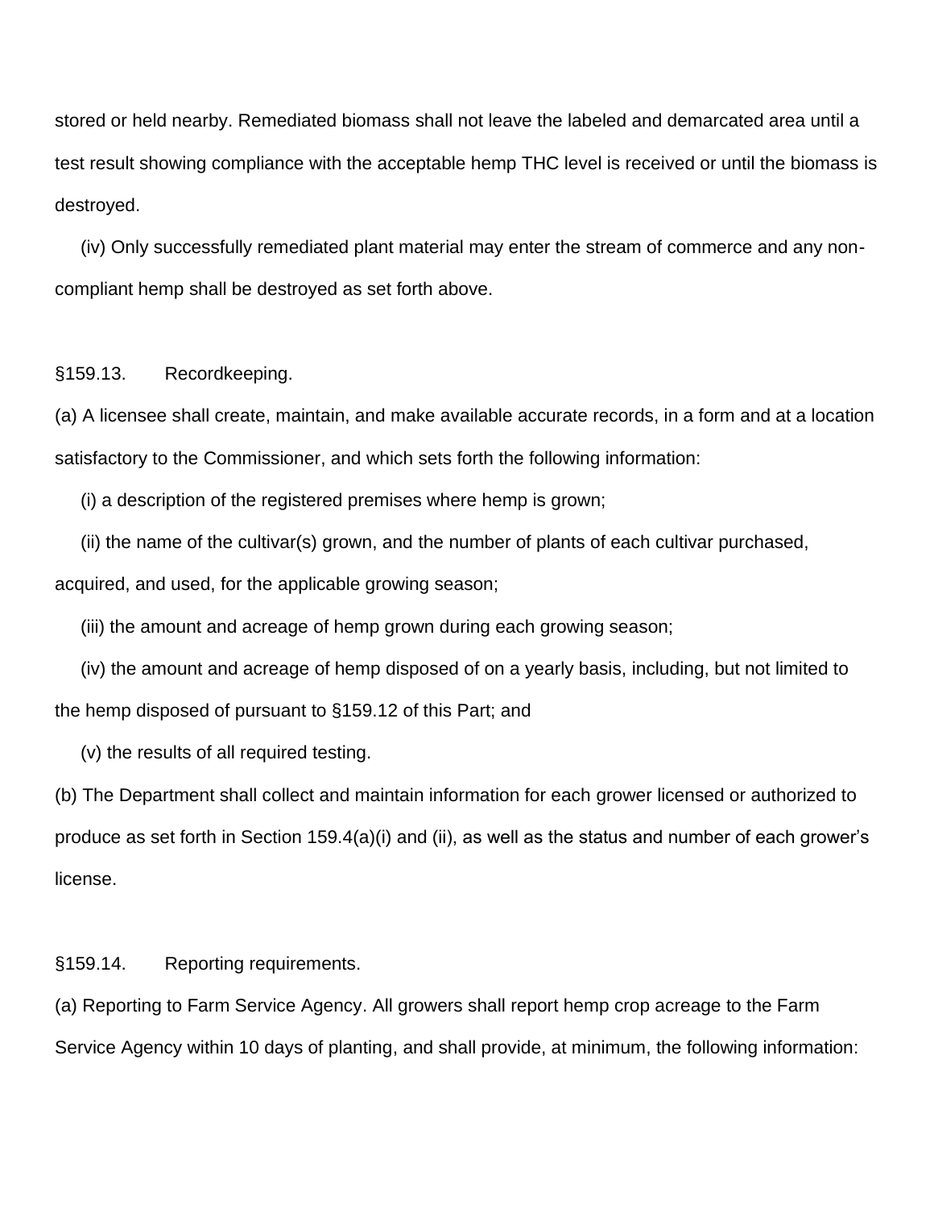stored or held nearby. Remediated biomass shall not leave the labeled and demarcated area until a test result showing compliance with the acceptable hemp THC level is received or until the biomass is destroyed.

(iv) Only successfully remediated plant material may enter the stream of commerce and any non-compliant hemp shall be destroyed as set forth above.

§159.13. Recordkeeping.

(a) A licensee shall create, maintain, and make available accurate records, in a form and at a location satisfactory to the Commissioner, and which sets forth the following information:

(i) a description of the registered premises where hemp is grown;

(ii) the name of the cultivar(s) grown, and the number of plants of each cultivar purchased, acquired, and used, for the applicable growing season;

(iii) the amount and acreage of hemp grown during each growing season;

(iv) the amount and acreage of hemp disposed of on a yearly basis, including, but not limited to the hemp disposed of pursuant to §159.12 of this Part; and

(v) the results of all required testing.

(b) The Department shall collect and maintain information for each grower licensed or authorized to produce as set forth in Section 159.4(a)(i) and (ii), as well as the status and number of each grower's license.

§159.14. Reporting requirements.

(a) Reporting to Farm Service Agency. All growers shall report hemp crop acreage to the Farm Service Agency within 10 days of planting, and shall provide, at minimum, the following information: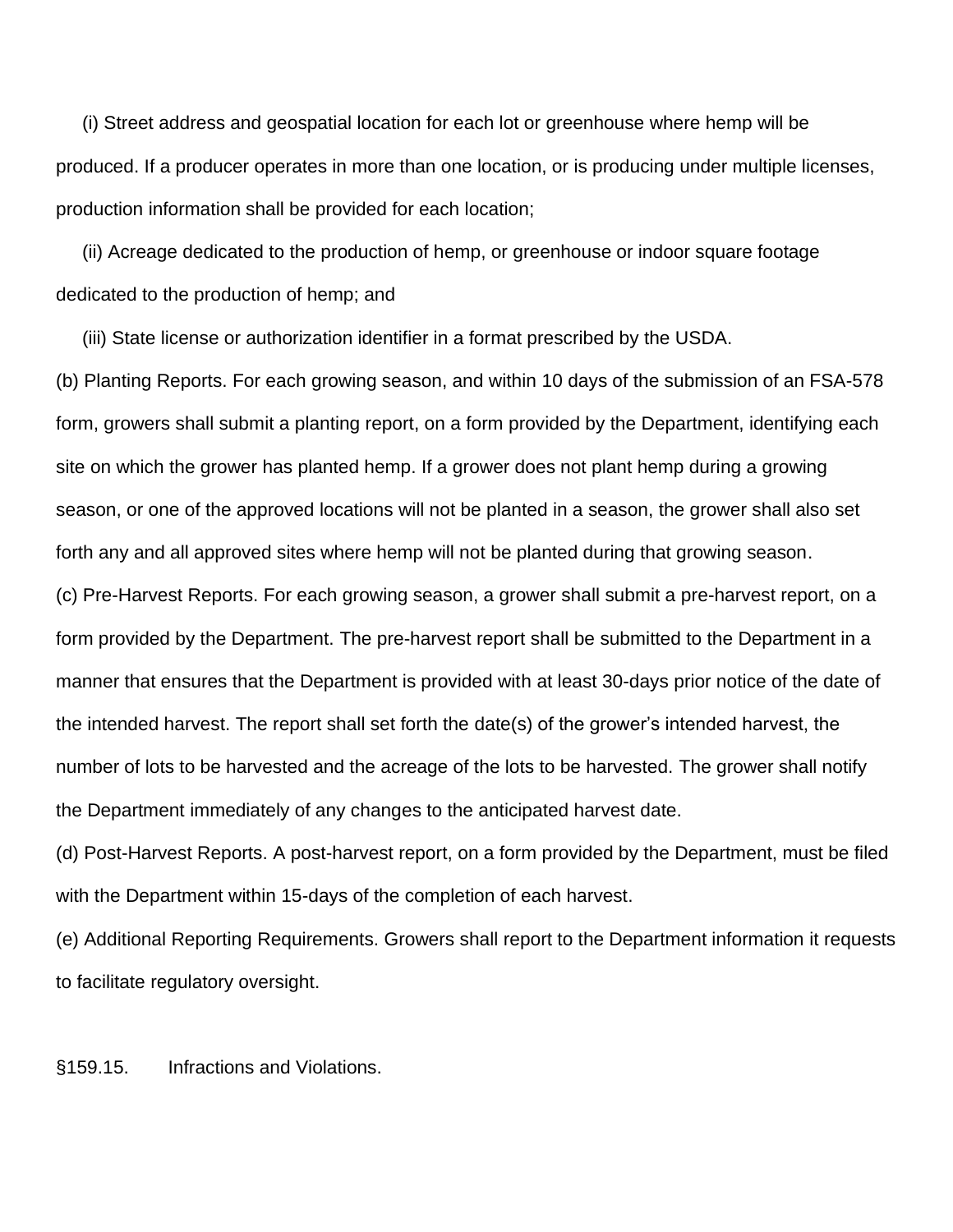(i) Street address and geospatial location for each lot or greenhouse where hemp will be produced. If a producer operates in more than one location, or is producing under multiple licenses, production information shall be provided for each location;

(ii) Acreage dedicated to the production of hemp, or greenhouse or indoor square footage dedicated to the production of hemp; and

(iii) State license or authorization identifier in a format prescribed by the USDA.

(b) Planting Reports. For each growing season, and within 10 days of the submission of an FSA-578 form, growers shall submit a planting report, on a form provided by the Department, identifying each site on which the grower has planted hemp. If a grower does not plant hemp during a growing season, or one of the approved locations will not be planted in a season, the grower shall also set forth any and all approved sites where hemp will not be planted during that growing season.

(c) Pre-Harvest Reports. For each growing season, a grower shall submit a pre-harvest report, on a form provided by the Department. The pre-harvest report shall be submitted to the Department in a manner that ensures that the Department is provided with at least 30-days prior notice of the date of the intended harvest. The report shall set forth the date(s) of the grower's intended harvest, the number of lots to be harvested and the acreage of the lots to be harvested. The grower shall notify the Department immediately of any changes to the anticipated harvest date.

(d) Post-Harvest Reports. A post-harvest report, on a form provided by the Department, must be filed with the Department within 15-days of the completion of each harvest.

(e) Additional Reporting Requirements. Growers shall report to the Department information it requests to facilitate regulatory oversight.

§159.15. Infractions and Violations.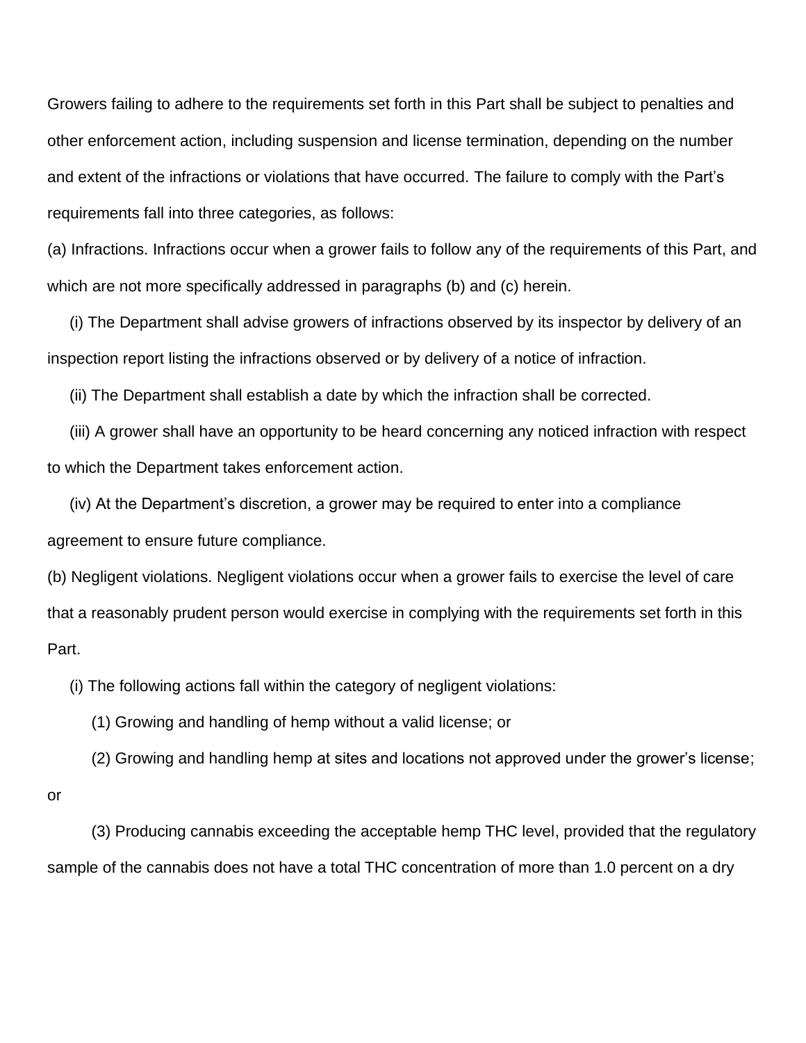Growers failing to adhere to the requirements set forth in this Part shall be subject to penalties and other enforcement action, including suspension and license termination, depending on the number and extent of the infractions or violations that have occurred. The failure to comply with the Part's requirements fall into three categories, as follows:

(a) Infractions. Infractions occur when a grower fails to follow any of the requirements of this Part, and which are not more specifically addressed in paragraphs (b) and (c) herein.

(i) The Department shall advise growers of infractions observed by its inspector by delivery of an inspection report listing the infractions observed or by delivery of a notice of infraction.

(ii) The Department shall establish a date by which the infraction shall be corrected.

(iii) A grower shall have an opportunity to be heard concerning any noticed infraction with respect to which the Department takes enforcement action.

(iv) At the Department's discretion, a grower may be required to enter into a compliance agreement to ensure future compliance.

(b) Negligent violations. Negligent violations occur when a grower fails to exercise the level of care that a reasonably prudent person would exercise in complying with the requirements set forth in this Part.

(i) The following actions fall within the category of negligent violations:

(1) Growing and handling of hemp without a valid license; or

(2) Growing and handling hemp at sites and locations not approved under the grower's license; or

(3) Producing cannabis exceeding the acceptable hemp THC level, provided that the regulatory sample of the cannabis does not have a total THC concentration of more than 1.0 percent on a dry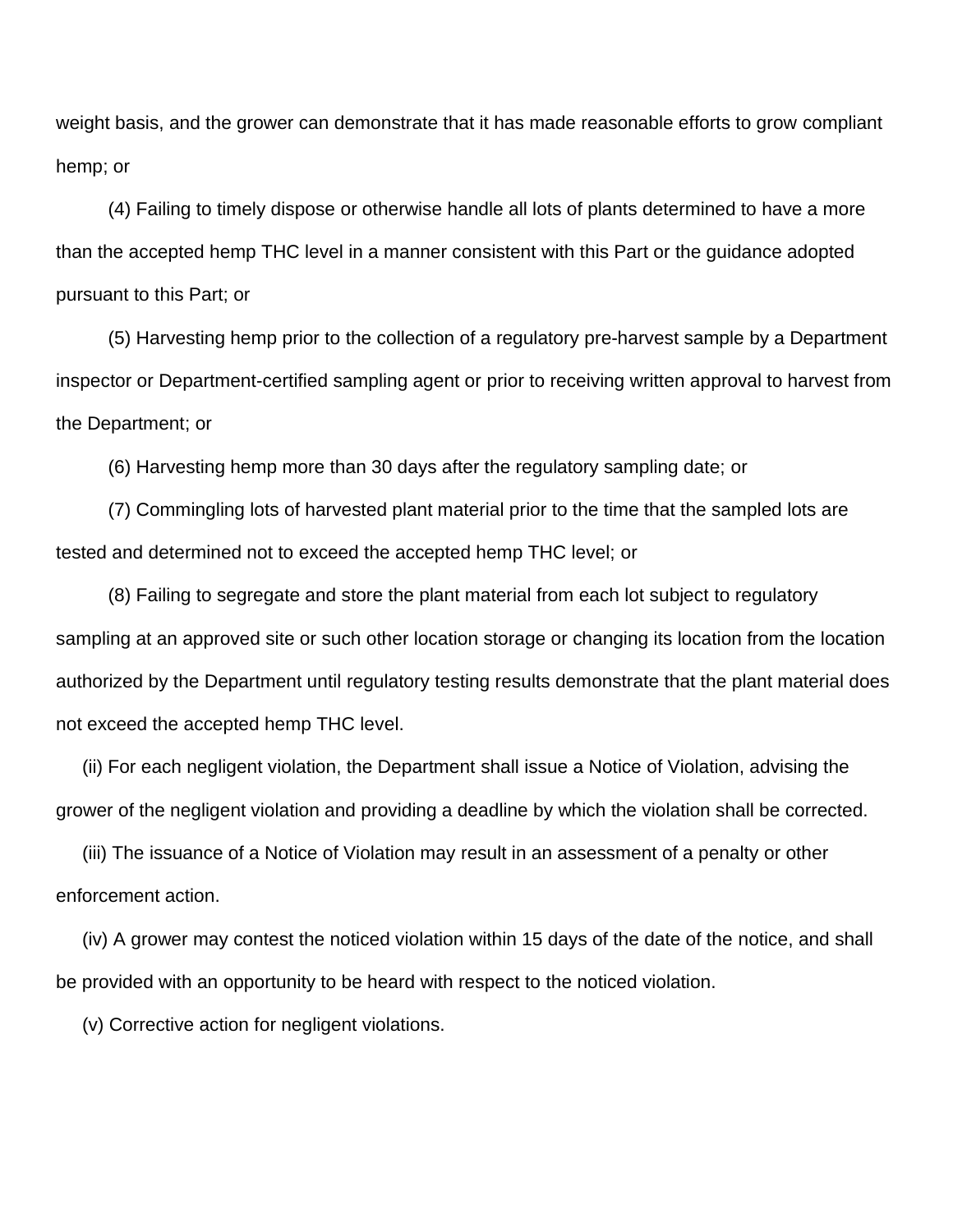weight basis, and the grower can demonstrate that it has made reasonable efforts to grow compliant hemp; or

(4) Failing to timely dispose or otherwise handle all lots of plants determined to have a more than the accepted hemp THC level in a manner consistent with this Part or the guidance adopted pursuant to this Part; or

(5) Harvesting hemp prior to the collection of a regulatory pre-harvest sample by a Department inspector or Department-certified sampling agent or prior to receiving written approval to harvest from the Department; or

(6) Harvesting hemp more than 30 days after the regulatory sampling date; or

(7) Commingling lots of harvested plant material prior to the time that the sampled lots are tested and determined not to exceed the accepted hemp THC level; or

(8) Failing to segregate and store the plant material from each lot subject to regulatory sampling at an approved site or such other location storage or changing its location from the location authorized by the Department until regulatory testing results demonstrate that the plant material does not exceed the accepted hemp THC level.

(ii) For each negligent violation, the Department shall issue a Notice of Violation, advising the grower of the negligent violation and providing a deadline by which the violation shall be corrected.

(iii) The issuance of a Notice of Violation may result in an assessment of a penalty or other enforcement action.

(iv) A grower may contest the noticed violation within 15 days of the date of the notice, and shall be provided with an opportunity to be heard with respect to the noticed violation.

(v) Corrective action for negligent violations.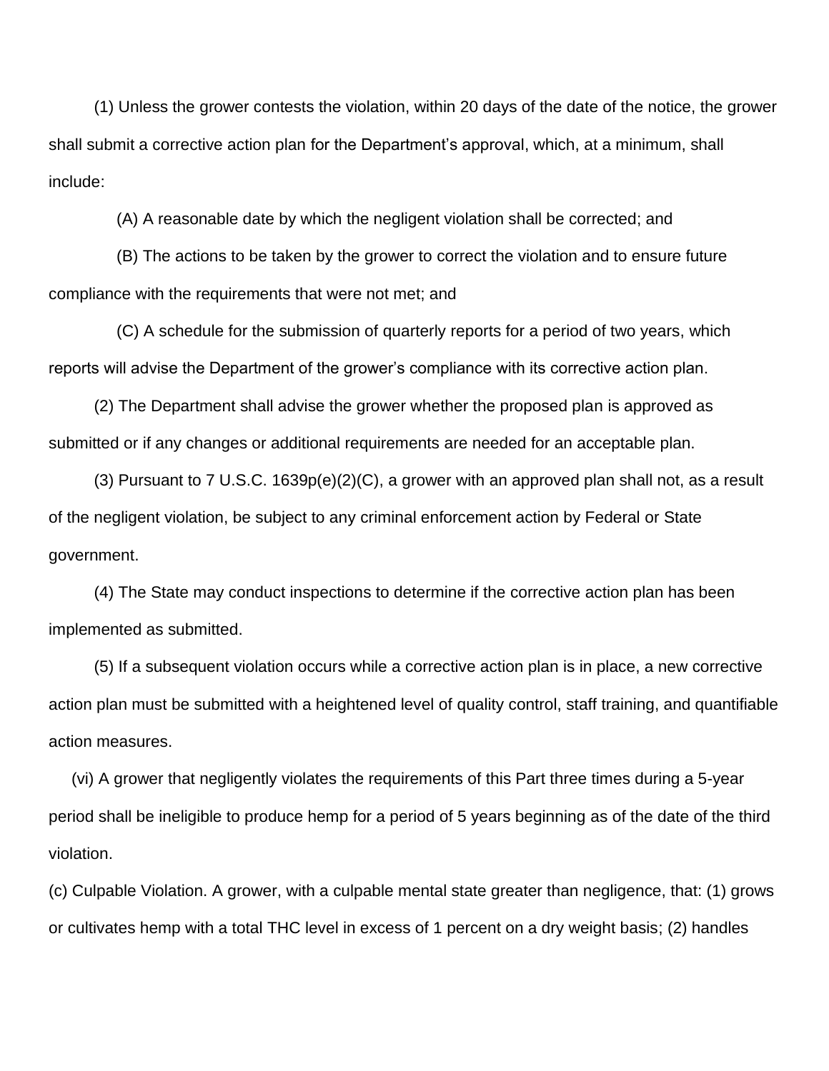(1) Unless the grower contests the violation, within 20 days of the date of the notice, the grower shall submit a corrective action plan for the Department's approval, which, at a minimum, shall include:

(A) A reasonable date by which the negligent violation shall be corrected; and

(B) The actions to be taken by the grower to correct the violation and to ensure future compliance with the requirements that were not met; and

(C) A schedule for the submission of quarterly reports for a period of two years, which reports will advise the Department of the grower's compliance with its corrective action plan.

(2) The Department shall advise the grower whether the proposed plan is approved as submitted or if any changes or additional requirements are needed for an acceptable plan.

(3) Pursuant to 7 U.S.C. 1639p(e)(2)(C), a grower with an approved plan shall not, as a result of the negligent violation, be subject to any criminal enforcement action by Federal or State government.

(4) The State may conduct inspections to determine if the corrective action plan has been implemented as submitted.

(5) If a subsequent violation occurs while a corrective action plan is in place, a new corrective action plan must be submitted with a heightened level of quality control, staff training, and quantifiable action measures.

(vi) A grower that negligently violates the requirements of this Part three times during a 5-year period shall be ineligible to produce hemp for a period of 5 years beginning as of the date of the third violation.

(c) Culpable Violation. A grower, with a culpable mental state greater than negligence, that: (1) grows or cultivates hemp with a total THC level in excess of 1 percent on a dry weight basis; (2) handles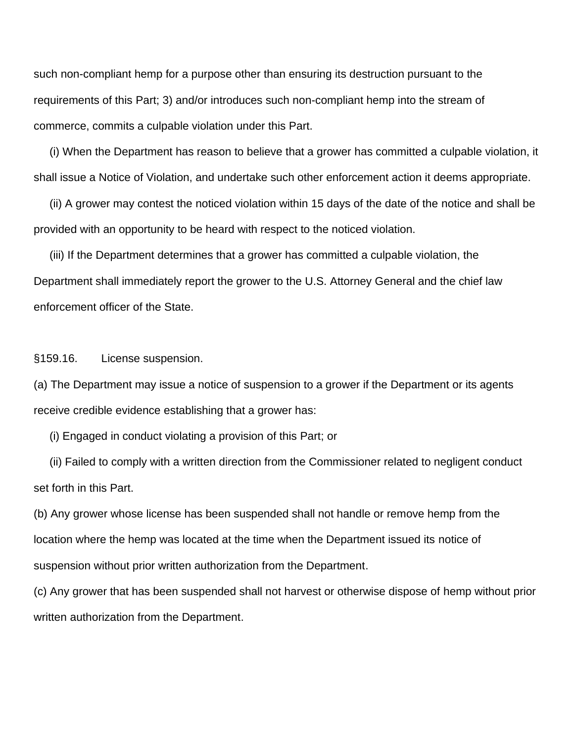such non-compliant hemp for a purpose other than ensuring its destruction pursuant to the requirements of this Part; 3) and/or introduces such non-compliant hemp into the stream of commerce, commits a culpable violation under this Part.

(i) When the Department has reason to believe that a grower has committed a culpable violation, it shall issue a Notice of Violation, and undertake such other enforcement action it deems appropriate.

(ii) A grower may contest the noticed violation within 15 days of the date of the notice and shall be provided with an opportunity to be heard with respect to the noticed violation.

(iii) If the Department determines that a grower has committed a culpable violation, the Department shall immediately report the grower to the U.S. Attorney General and the chief law enforcement officer of the State.

§159.16. License suspension.

(a) The Department may issue a notice of suspension to a grower if the Department or its agents receive credible evidence establishing that a grower has:

(i) Engaged in conduct violating a provision of this Part; or

(ii) Failed to comply with a written direction from the Commissioner related to negligent conduct set forth in this Part.

(b) Any grower whose license has been suspended shall not handle or remove hemp from the location where the hemp was located at the time when the Department issued its notice of suspension without prior written authorization from the Department.

(c) Any grower that has been suspended shall not harvest or otherwise dispose of hemp without prior written authorization from the Department.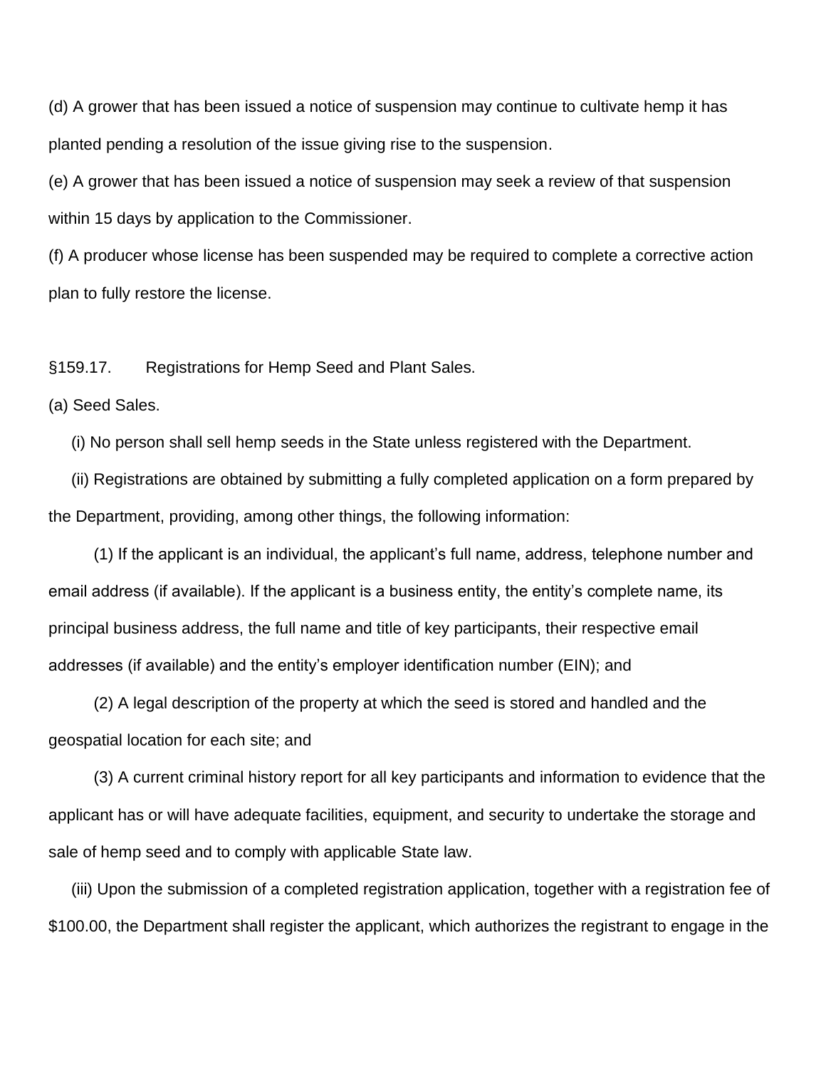(d) A grower that has been issued a notice of suspension may continue to cultivate hemp it has planted pending a resolution of the issue giving rise to the suspension.

(e) A grower that has been issued a notice of suspension may seek a review of that suspension within 15 days by application to the Commissioner.

(f) A producer whose license has been suspended may be required to complete a corrective action plan to fully restore the license.

§159.17. Registrations for Hemp Seed and Plant Sales.

(a) Seed Sales.

(i) No person shall sell hemp seeds in the State unless registered with the Department.

(ii) Registrations are obtained by submitting a fully completed application on a form prepared by the Department, providing, among other things, the following information:

(1) If the applicant is an individual, the applicant's full name, address, telephone number and email address (if available). If the applicant is a business entity, the entity's complete name, its principal business address, the full name and title of key participants, their respective email addresses (if available) and the entity's employer identification number (EIN); and

(2) A legal description of the property at which the seed is stored and handled and the geospatial location for each site; and

(3) A current criminal history report for all key participants and information to evidence that the applicant has or will have adequate facilities, equipment, and security to undertake the storage and sale of hemp seed and to comply with applicable State law.

(iii) Upon the submission of a completed registration application, together with a registration fee of $100.00, the Department shall register the applicant, which authorizes the registrant to engage in the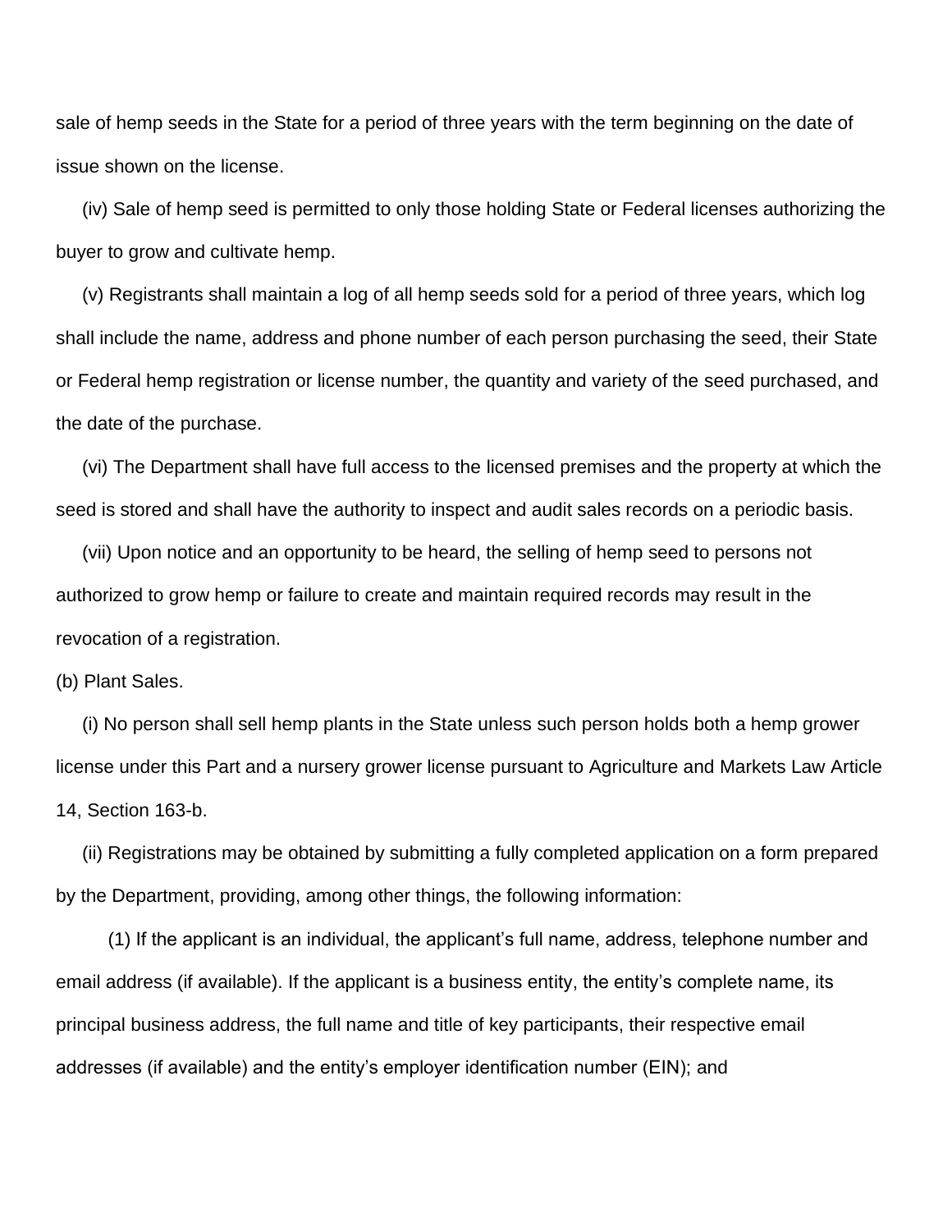sale of hemp seeds in the State for a period of three years with the term beginning on the date of issue shown on the license.

(iv) Sale of hemp seed is permitted to only those holding State or Federal licenses authorizing the buyer to grow and cultivate hemp.

(v) Registrants shall maintain a log of all hemp seeds sold for a period of three years, which log shall include the name, address and phone number of each person purchasing the seed, their State or Federal hemp registration or license number, the quantity and variety of the seed purchased, and the date of the purchase.

(vi) The Department shall have full access to the licensed premises and the property at which the seed is stored and shall have the authority to inspect and audit sales records on a periodic basis.

(vii) Upon notice and an opportunity to be heard, the selling of hemp seed to persons not authorized to grow hemp or failure to create and maintain required records may result in the revocation of a registration.

(b) Plant Sales.

(i) No person shall sell hemp plants in the State unless such person holds both a hemp grower license under this Part and a nursery grower license pursuant to Agriculture and Markets Law Article 14, Section 163-b.

(ii) Registrations may be obtained by submitting a fully completed application on a form prepared by the Department, providing, among other things, the following information:

(1) If the applicant is an individual, the applicant's full name, address, telephone number and email address (if available). If the applicant is a business entity, the entity's complete name, its principal business address, the full name and title of key participants, their respective email addresses (if available) and the entity's employer identification number (EIN); and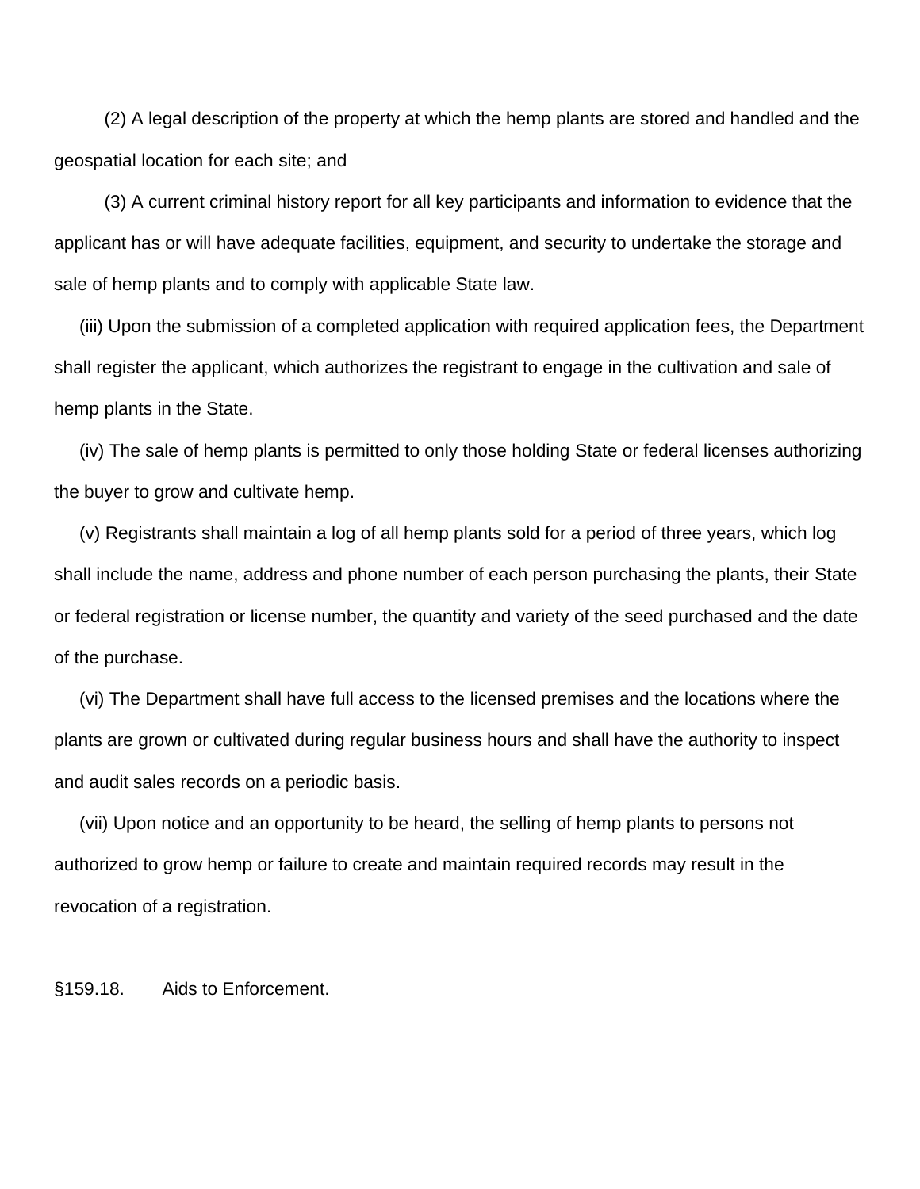(2) A legal description of the property at which the hemp plants are stored and handled and the geospatial location for each site; and

(3) A current criminal history report for all key participants and information to evidence that the applicant has or will have adequate facilities, equipment, and security to undertake the storage and sale of hemp plants and to comply with applicable State law.

(iii) Upon the submission of a completed application with required application fees, the Department shall register the applicant, which authorizes the registrant to engage in the cultivation and sale of hemp plants in the State.

(iv) The sale of hemp plants is permitted to only those holding State or federal licenses authorizing the buyer to grow and cultivate hemp.

(v) Registrants shall maintain a log of all hemp plants sold for a period of three years, which log shall include the name, address and phone number of each person purchasing the plants, their State or federal registration or license number, the quantity and variety of the seed purchased and the date of the purchase.

(vi) The Department shall have full access to the licensed premises and the locations where the plants are grown or cultivated during regular business hours and shall have the authority to inspect and audit sales records on a periodic basis.

(vii) Upon notice and an opportunity to be heard, the selling of hemp plants to persons not authorized to grow hemp or failure to create and maintain required records may result in the revocation of a registration.

§159.18. Aids to Enforcement.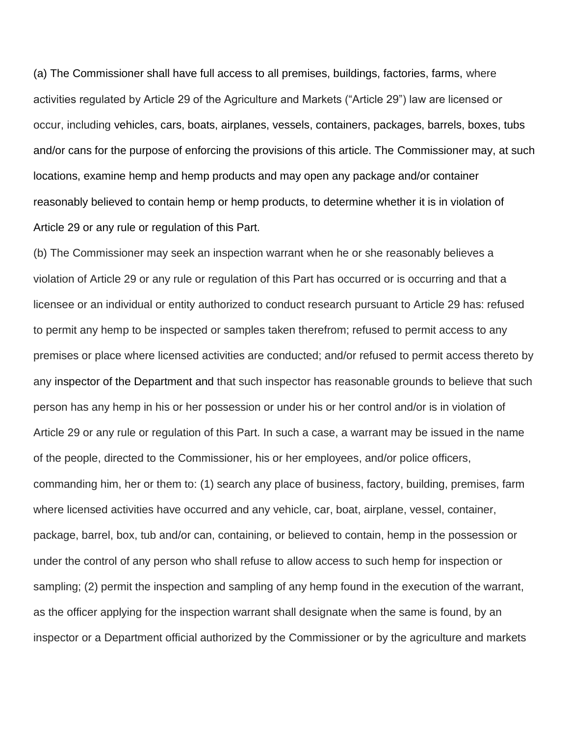(a) The Commissioner shall have full access to all premises, buildings, factories, farms, where activities regulated by Article 29 of the Agriculture and Markets ("Article 29") law are licensed or occur, including vehicles, cars, boats, airplanes, vessels, containers, packages, barrels, boxes, tubs and/or cans for the purpose of enforcing the provisions of this article. The Commissioner may, at such locations, examine hemp and hemp products and may open any package and/or container reasonably believed to contain hemp or hemp products, to determine whether it is in violation of Article 29 or any rule or regulation of this Part.

(b) The Commissioner may seek an inspection warrant when he or she reasonably believes a violation of Article 29 or any rule or regulation of this Part has occurred or is occurring and that a licensee or an individual or entity authorized to conduct research pursuant to Article 29 has: refused to permit any hemp to be inspected or samples taken therefrom; refused to permit access to any premises or place where licensed activities are conducted; and/or refused to permit access thereto by any inspector of the Department and that such inspector has reasonable grounds to believe that such person has any hemp in his or her possession or under his or her control and/or is in violation of Article 29 or any rule or regulation of this Part. In such a case, a warrant may be issued in the name of the people, directed to the Commissioner, his or her employees, and/or police officers, commanding him, her or them to: (1) search any place of business, factory, building, premises, farm where licensed activities have occurred and any vehicle, car, boat, airplane, vessel, container, package, barrel, box, tub and/or can, containing, or believed to contain, hemp in the possession or under the control of any person who shall refuse to allow access to such hemp for inspection or sampling; (2) permit the inspection and sampling of any hemp found in the execution of the warrant, as the officer applying for the inspection warrant shall designate when the same is found, by an inspector or a Department official authorized by the Commissioner or by the agriculture and markets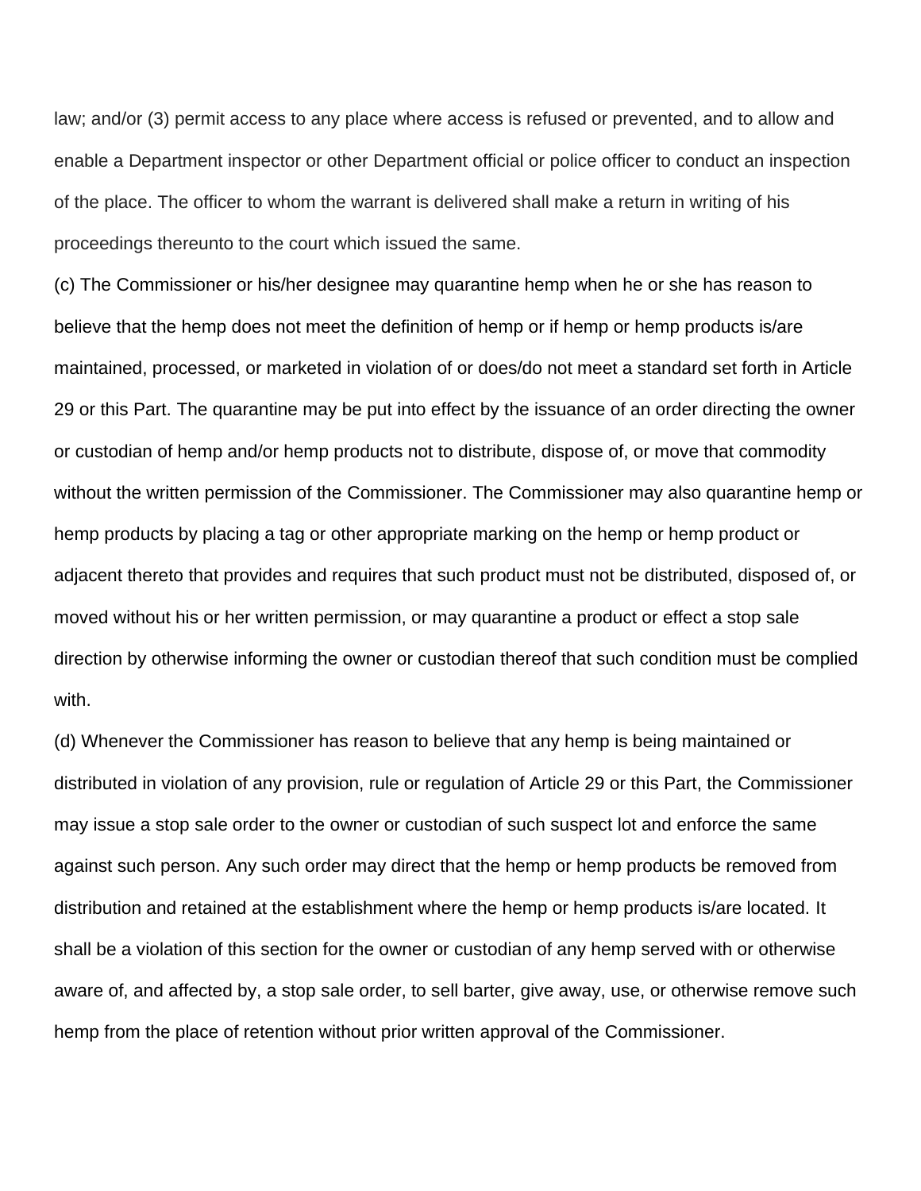law; and/or (3) permit access to any place where access is refused or prevented, and to allow and enable a Department inspector or other Department official or police officer to conduct an inspection of the place. The officer to whom the warrant is delivered shall make a return in writing of his proceedings thereunto to the court which issued the same.

(c) The Commissioner or his/her designee may quarantine hemp when he or she has reason to believe that the hemp does not meet the definition of hemp or if hemp or hemp products is/are maintained, processed, or marketed in violation of or does/do not meet a standard set forth in Article 29 or this Part. The quarantine may be put into effect by the issuance of an order directing the owner or custodian of hemp and/or hemp products not to distribute, dispose of, or move that commodity without the written permission of the Commissioner. The Commissioner may also quarantine hemp or hemp products by placing a tag or other appropriate marking on the hemp or hemp product or adjacent thereto that provides and requires that such product must not be distributed, disposed of, or moved without his or her written permission, or may quarantine a product or effect a stop sale direction by otherwise informing the owner or custodian thereof that such condition must be complied with.

(d) Whenever the Commissioner has reason to believe that any hemp is being maintained or distributed in violation of any provision, rule or regulation of Article 29 or this Part, the Commissioner may issue a stop sale order to the owner or custodian of such suspect lot and enforce the same against such person. Any such order may direct that the hemp or hemp products be removed from distribution and retained at the establishment where the hemp or hemp products is/are located. It shall be a violation of this section for the owner or custodian of any hemp served with or otherwise aware of, and affected by, a stop sale order, to sell barter, give away, use, or otherwise remove such hemp from the place of retention without prior written approval of the Commissioner.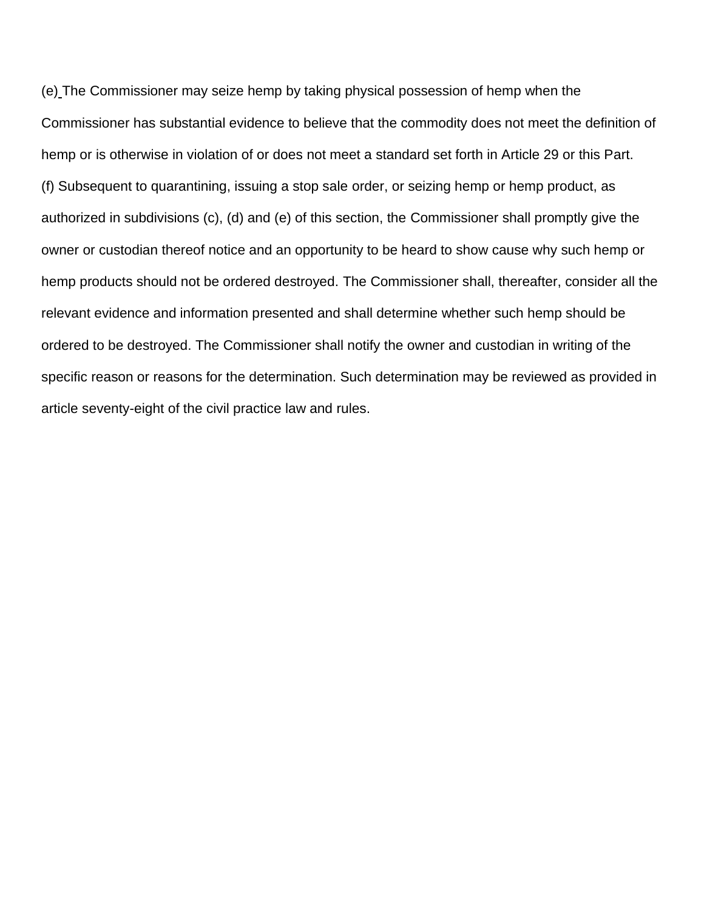(e) The Commissioner may seize hemp by taking physical possession of hemp when the Commissioner has substantial evidence to believe that the commodity does not meet the definition of hemp or is otherwise in violation of or does not meet a standard set forth in Article 29 or this Part.

(f) Subsequent to quarantining, issuing a stop sale order, or seizing hemp or hemp product, as authorized in subdivisions (c), (d) and (e) of this section, the Commissioner shall promptly give the owner or custodian thereof notice and an opportunity to be heard to show cause why such hemp or hemp products should not be ordered destroyed. The Commissioner shall, thereafter, consider all the relevant evidence and information presented and shall determine whether such hemp should be ordered to be destroyed. The Commissioner shall notify the owner and custodian in writing of the specific reason or reasons for the determination. Such determination may be reviewed as provided in article seventy-eight of the civil practice law and rules.